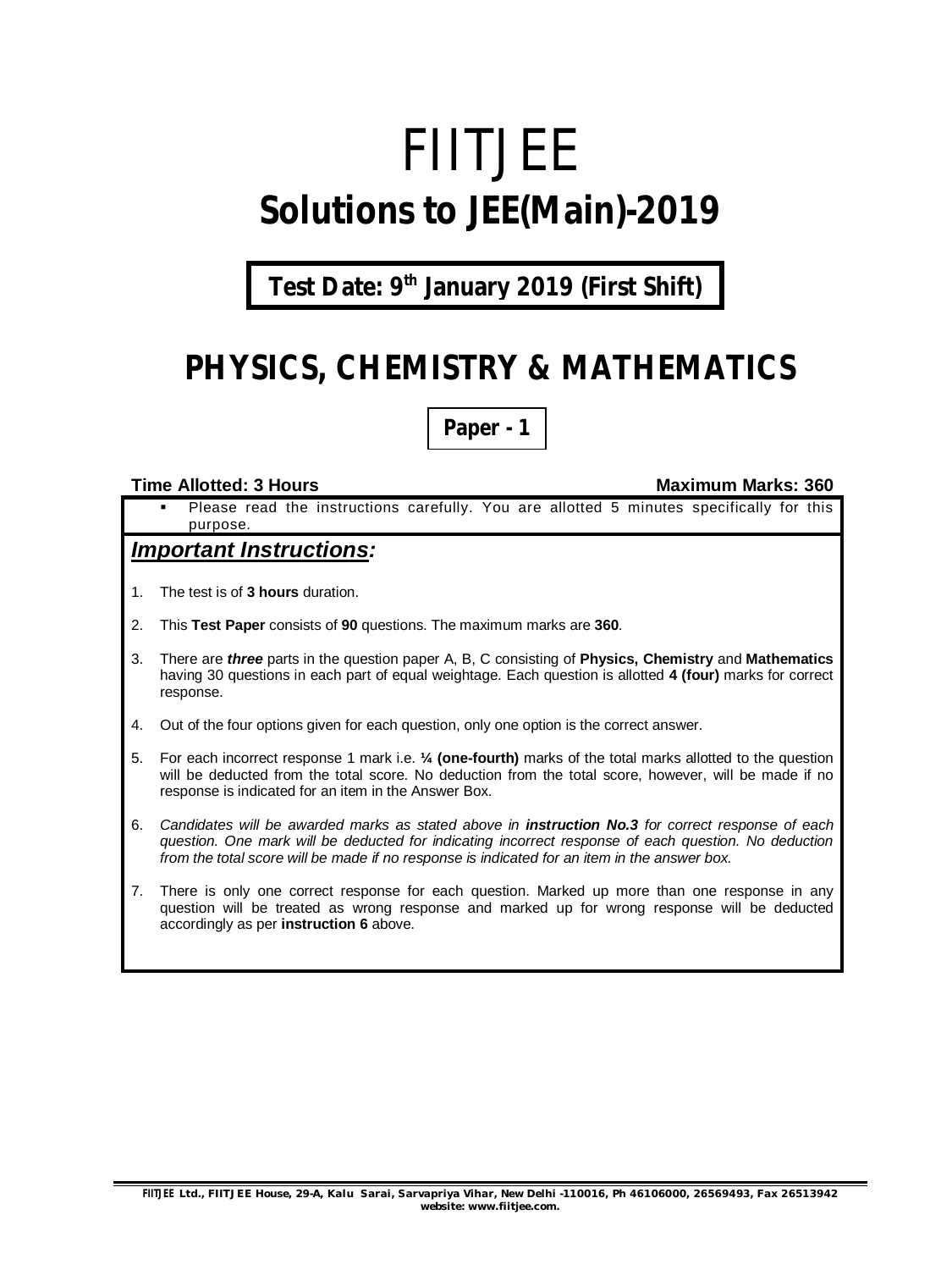# FIITJEE

# Solutions to JEE(Main)-2019

## Test Date: 9th January 2019 (First Shift)

# PHYSICS, CHEMISTRY & MATHEMATICS

## Paper - 1

**Time Allotted: 3 Hours** **Maximum Marks: 360**

- Please read the instructions carefully. You are allotted 5 minutes specifically for this purpose.

### *Important Instructions:*

1. The test is of **3 hours** duration.
2. This **Test Paper** consists of **90** questions. The maximum marks are **360**.
3. There are ***three*** parts in the question paper A, B, C consisting of **Physics, Chemistry** and **Mathematics** having 30 questions in each part of equal weightage. Each question is allotted **4 (four)** marks for correct response.
4. Out of the four options given for each question, only one option is the correct answer.
5. For each incorrect response 1 mark i.e. **¼ (one-fourth)** marks of the total marks allotted to the question will be deducted from the total score. No deduction from the total score, however, will be made if no response is indicated for an item in the Answer Box.
6. *Candidates will be awarded marks as stated above in **instruction No.3** for correct response of each question. One mark will be deducted for indicating incorrect response of each question. No deduction from the total score will be made if no response is indicated for an item in the answer box.*
7. There is only one correct response for each question. Marked up more than one response in any question will be treated as wrong response and marked up for wrong response will be deducted accordingly as per **instruction 6** above.

FIITJEE Ltd., FIITJEE House, 29-A, Kalu Sarai, Sarvapriya Vihar, New Delhi -110016, Ph 46106000, 26569493, Fax 26513942
website: www.fiitjee.com.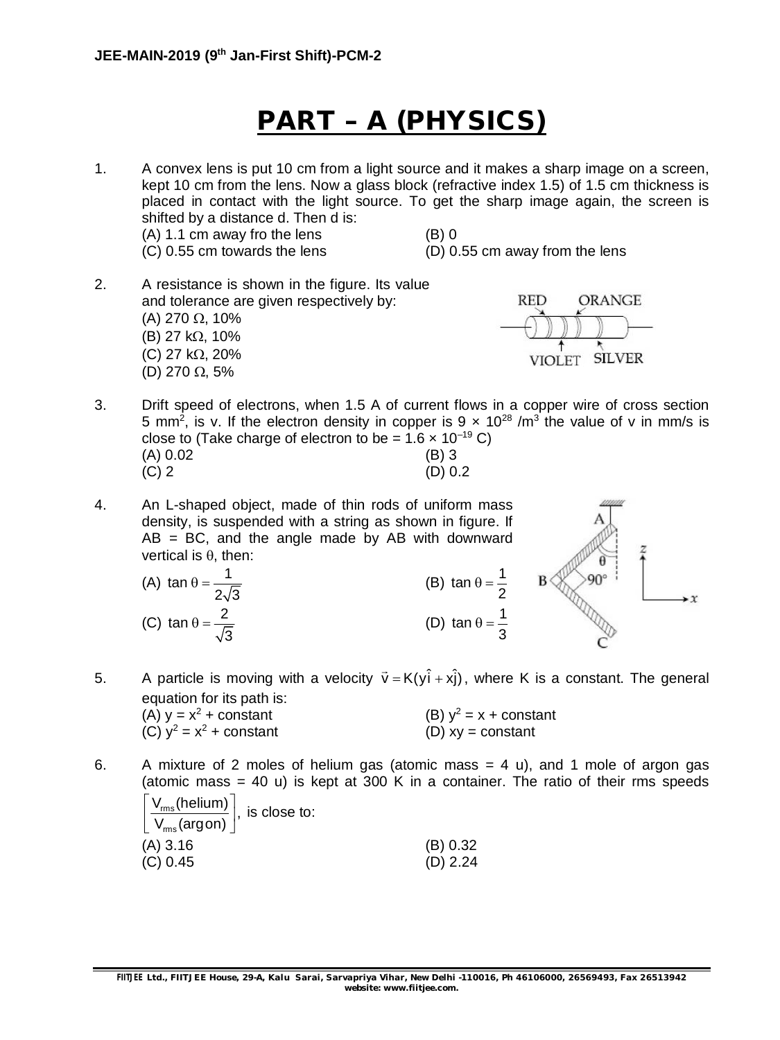# PART – A (PHYSICS)

1. A convex lens is put 10 cm from a light source and it makes a sharp image on a screen, kept 10 cm from the lens. Now a glass block (refractive index 1.5) of 1.5 cm thickness is placed in contact with the light source. To get the sharp image again, the screen is shifted by a distance d. Then d is:
   (A) 1.1 cm away fro the lens
   (B) 0
   (C) 0.55 cm towards the lens
   (D) 0.55 cm away from the lens

2. A resistance is shown in the figure. Its value and tolerance are given respectively by:
   (A) 270 Ω, 10%
   (B) 27 kΩ, 10%
   (C) 27 kΩ, 20%
   (D) 270 Ω, 5%

   RED ORANGE VIOLET SILVER

3. Drift speed of electrons, when 1.5 A of current flows in a copper wire of cross section 5 $mm^2$, is v. If the electron density in copper is $9 \times 10^{28}$ /$m^3$ the value of v in mm/s is close to (Take charge of electron to be = $1.6 \times 10^{-19}$ C)
   (A) 0.02
   (B) 3
   (C) 2
   (D) 0.2

4. An L-shaped object, made of thin rods of uniform mass density, is suspended with a string as shown in figure. If AB = BC, and the angle made by AB with downward vertical is θ, then:
   (A) $\tan\theta = \frac{1}{2\sqrt{3}}$
   (B) $\tan\theta = \frac{1}{2}$
   (C) $\tan\theta = \frac{2}{\sqrt{3}}$
   (D) $\tan\theta = \frac{1}{3}$

5. A particle is moving with a velocity $\vec{v} = K(y\hat{i} + x\hat{j})$, where K is a constant. The general equation for its path is:
   (A) $y = x^2$ + constant
   (B) $y^2 = x$ + constant
   (C) $y^2 = x^2$ + constant
   (D) $xy$ = constant

6. A mixture of 2 moles of helium gas (atomic mass = 4 u), and 1 mole of argon gas (atomic mass = 40 u) is kept at 300 K in a container. The ratio of their rms speeds $\left[\frac{V_{rms}(\text{helium})}{V_{rms}(\text{argon})}\right]$, is close to:
   (A) 3.16
   (B) 0.32
   (C) 0.45
   (D) 2.24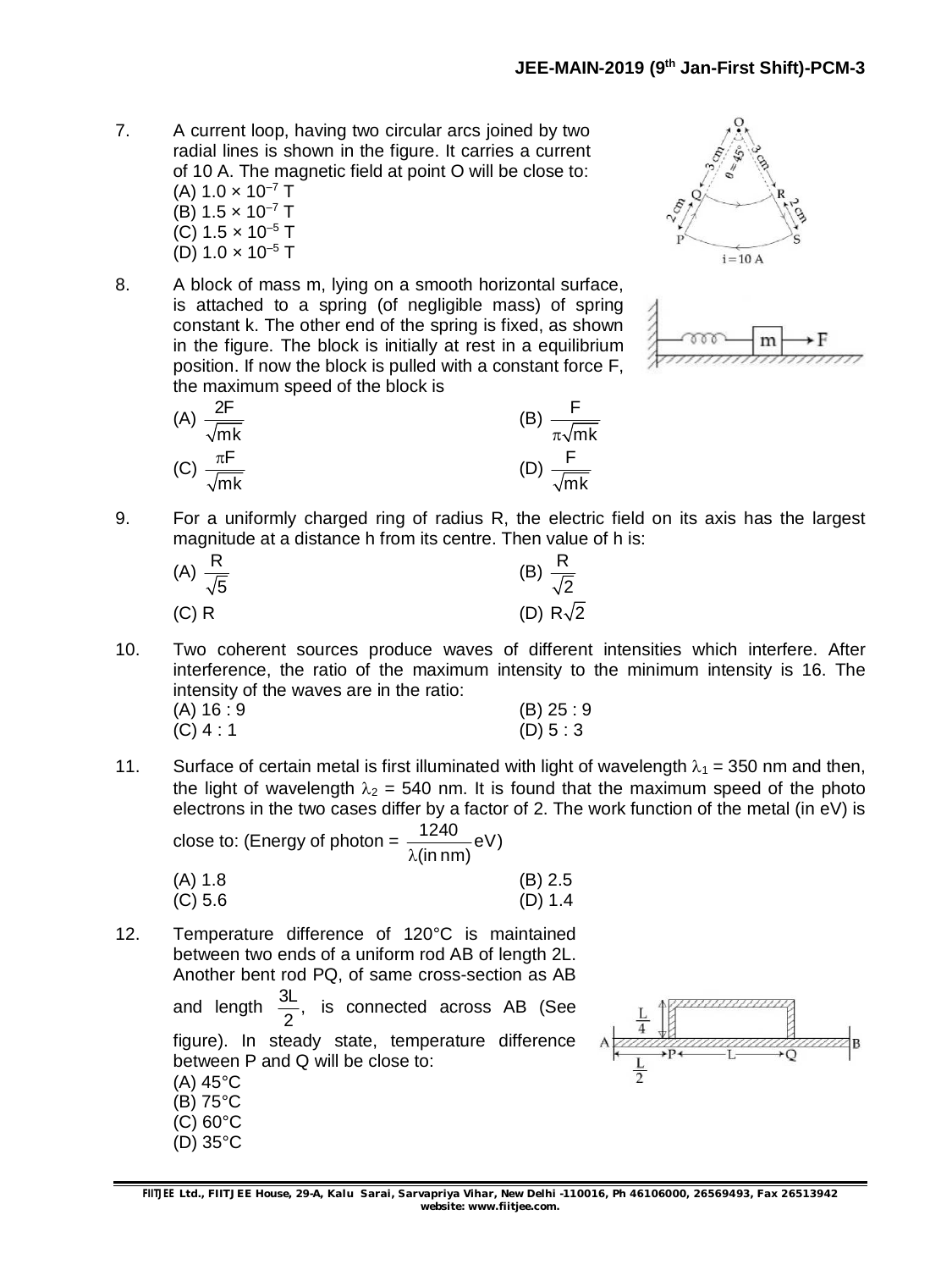7. A current loop, having two circular arcs joined by two radial lines is shown in the figure. It carries a current of 10 A. The magnetic field at point O will be close to:
(A) $1.0 \times 10^{-7}$ T
(B) $1.5 \times 10^{-7}$ T
(C) $1.5 \times 10^{-5}$ T
(D) $1.0 \times 10^{-5}$ T

8. A block of mass m, lying on a smooth horizontal surface, is attached to a spring (of negligible mass) of spring constant k. The other end of the spring is fixed, as shown in the figure. The block is initially at rest in a equilibrium position. If now the block is pulled with a constant force F, the maximum speed of the block is

(A) $\frac{2F}{\sqrt{mk}}$ (B) $\frac{F}{\pi\sqrt{mk}}$
(C) $\frac{\pi F}{\sqrt{mk}}$ (D) $\frac{F}{\sqrt{mk}}$

9. For a uniformly charged ring of radius R, the electric field on its axis has the largest magnitude at a distance h from its centre. Then value of h is:

(A) $\frac{R}{\sqrt{5}}$ (B) $\frac{R}{\sqrt{2}}$
(C) R (D) $R\sqrt{2}$

10. Two coherent sources produce waves of different intensities which interfere. After interference, the ratio of the maximum intensity to the minimum intensity is 16. The intensity of the waves are in the ratio:
(A) 16 : 9 (B) 25 : 9
(C) 4 : 1 (D) 5 : 3

11. Surface of certain metal is first illuminated with light of wavelength $\lambda_1 = 350$ nm and then, the light of wavelength $\lambda_2 = 540$ nm. It is found that the maximum speed of the photo electrons in the two cases differ by a factor of 2. The work function of the metal (in eV) is close to: (Energy of photon = $\frac{1240}{\lambda(\text{in nm})}$eV)
(A) 1.8 (B) 2.5
(C) 5.6 (D) 1.4

12. Temperature difference of 120°C is maintained between two ends of a uniform rod AB of length 2L. Another bent rod PQ, of same cross-section as AB and length $\frac{3L}{2}$, is connected across AB (See figure). In steady state, temperature difference between P and Q will be close to:
(A) 45°C
(B) 75°C
(C) 60°C
(D) 35°C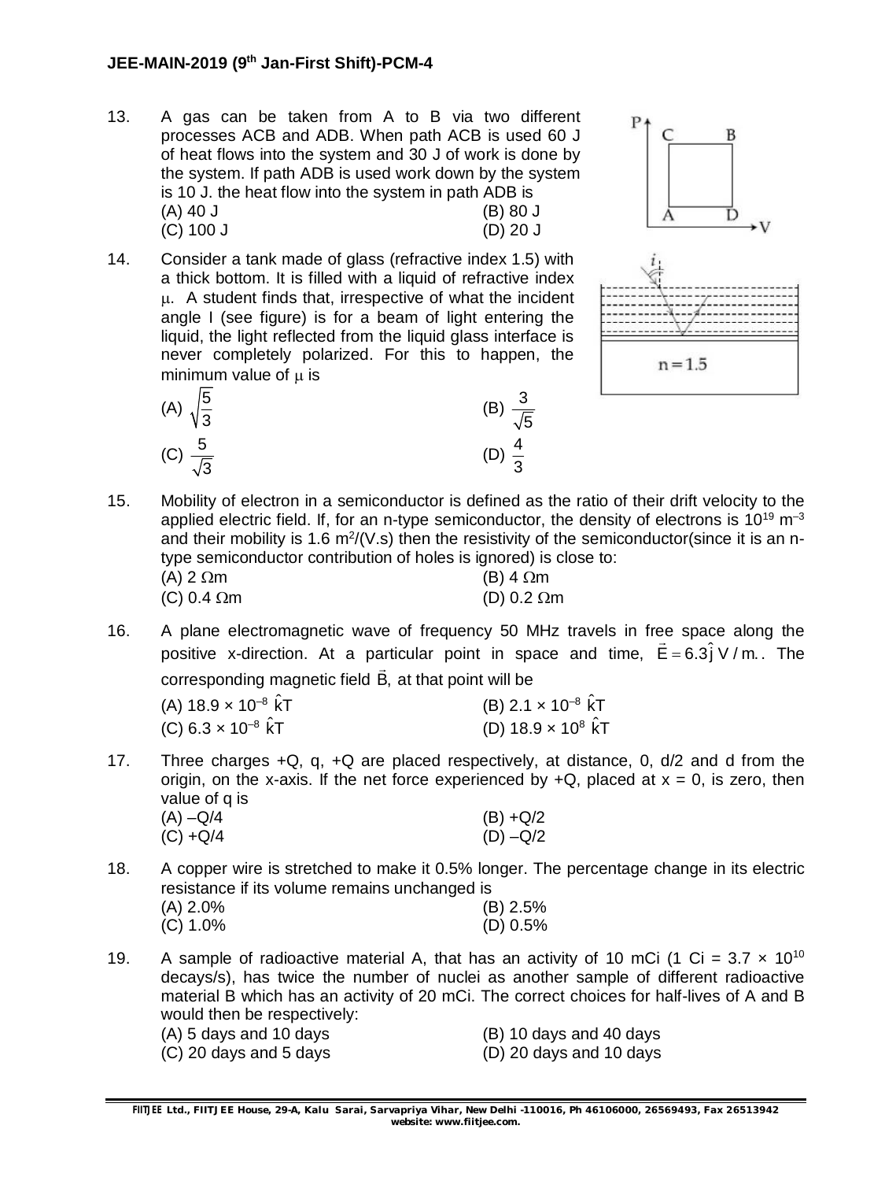13. A gas can be taken from A to B via two different processes ACB and ADB. When path ACB is used 60 J of heat flows into the system and 30 J of work is done by the system. If path ADB is used work down by the system is 10 J. the heat flow into the system in path ADB is

(A) 40 J (B) 80 J
(C) 100 J (D) 20 J

14. Consider a tank made of glass (refractive index 1.5) with a thick bottom. It is filled with a liquid of refractive index $\mu$. A student finds that, irrespective of what the incident angle I (see figure) is for a beam of light entering the liquid, the light reflected from the liquid glass interface is never completely polarized. For this to happen, the minimum value of $\mu$ is

(A) $\sqrt{\frac{5}{3}}$ (B) $\frac{3}{\sqrt{5}}$
(C) $\frac{5}{\sqrt{3}}$ (D) $\frac{4}{3}$

15. Mobility of electron in a semiconductor is defined as the ratio of their drift velocity to the applied electric field. If, for an n-type semiconductor, the density of electrons is $10^{19}$ $m^{-3}$ and their mobility is 1.6 $m^2/(V.s)$ then the resistivity of the semiconductor(since it is an n-type semiconductor contribution of holes is ignored) is close to:

(A) 2 $\Omega$m (B) 4 $\Omega$m
(C) 0.4 $\Omega$m (D) 0.2 $\Omega$m

16. A plane electromagnetic wave of frequency 50 MHz travels in free space along the positive x-direction. At a particular point in space and time, $\vec{E} = 6.3\hat{j}$ V / m.. The corresponding magnetic field $\vec{B}$, at that point will be

(A) 18.9 × $10^{-8}$ $\hat{k}$T (B) 2.1 × $10^{-8}$ $\hat{k}$T
(C) 6.3 × $10^{-8}$ $\hat{k}$T (D) 18.9 × $10^{8}$ $\hat{k}$T

17. Three charges +Q, q, +Q are placed respectively, at distance, 0, d/2 and d from the origin, on the x-axis. If the net force experienced by +Q, placed at x = 0, is zero, then value of q is

(A) –Q/4 (B) +Q/2
(C) +Q/4 (D) –Q/2

18. A copper wire is stretched to make it 0.5% longer. The percentage change in its electric resistance if its volume remains unchanged is

(A) 2.0% (B) 2.5%
(C) 1.0% (D) 0.5%

19. A sample of radioactive material A, that has an activity of 10 mCi (1 Ci = 3.7 × $10^{10}$ decays/s), has twice the number of nuclei as another sample of different radioactive material B which has an activity of 20 mCi. The correct choices for half-lives of A and B would then be respectively:

(A) 5 days and 10 days (B) 10 days and 40 days
(C) 20 days and 5 days (D) 20 days and 10 days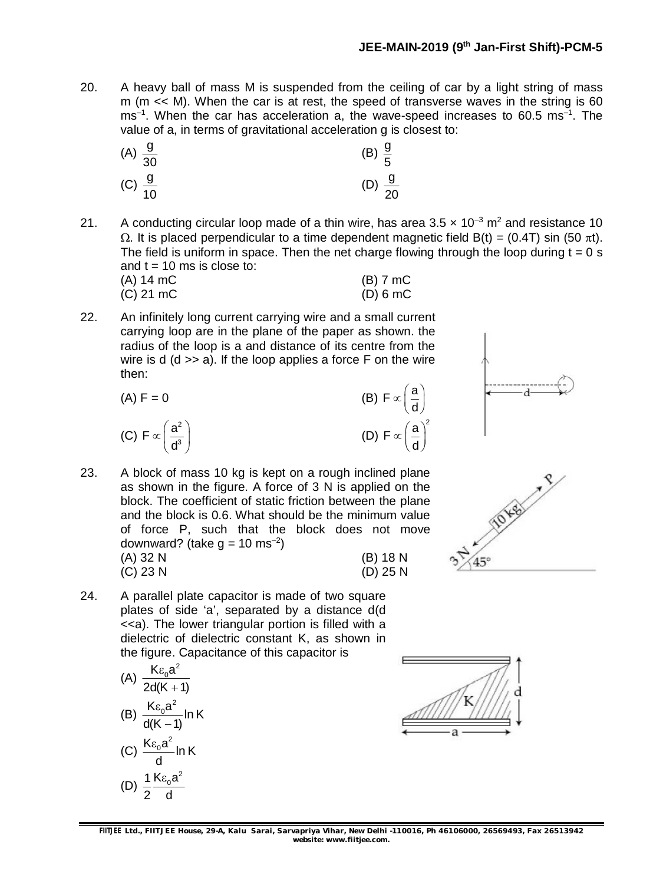20. A heavy ball of mass M is suspended from the ceiling of car by a light string of mass m (m << M). When the car is at rest, the speed of transverse waves in the string is 60 $ms^{-1}$. When the car has acceleration a, the wave-speed increases to 60.5 $ms^{-1}$. The value of a, in terms of gravitational acceleration g is closest to:

(A) $\frac{g}{30}$ (B) $\frac{g}{5}$

(C) $\frac{g}{10}$ (D) $\frac{g}{20}$

21. A conducting circular loop made of a thin wire, has area $3.5 \times 10^{-3}$ $m^2$ and resistance 10 $\Omega$. It is placed perpendicular to a time dependent magnetic field $B(t) = (0.4T) \sin (50 \pi t)$. The field is uniform in space. Then the net charge flowing through the loop during t = 0 s and t = 10 ms is close to:

(A) 14 mC (B) 7 mC

(C) 21 mC (D) 6 mC

22. An infinitely long current carrying wire and a small current carrying loop are in the plane of the paper as shown. the radius of the loop is a and distance of its centre from the wire is d (d >> a). If the loop applies a force F on the wire then:

(A) F = 0 (B) $F \propto \left(\frac{a}{d}\right)$

(C) $F \propto \left(\frac{a^2}{d^3}\right)$ (D) $F \propto \left(\frac{a}{d}\right)^2$

23. A block of mass 10 kg is kept on a rough inclined plane as shown in the figure. A force of 3 N is applied on the block. The coefficient of static friction between the plane and the block is 0.6. What should be the minimum value of force P, such that the block does not move downward? (take g = 10 $ms^{-2}$)

(A) 32 N (B) 18 N

(C) 23 N (D) 25 N

24. A parallel plate capacitor is made of two square plates of side 'a', separated by a distance d(d <<a). The lower triangular portion is filled with a dielectric of dielectric constant K, as shown in the figure. Capacitance of this capacitor is

(A) $\frac{K\varepsilon_0 a^2}{2d(K+1)}$

(B) $\frac{K\varepsilon_0 a^2}{d(K-1)} \ln K$

(C) $\frac{K\varepsilon_0 a^2}{d} \ln K$

(D) $\frac{1}{2}\frac{K\varepsilon_0 a^2}{d}$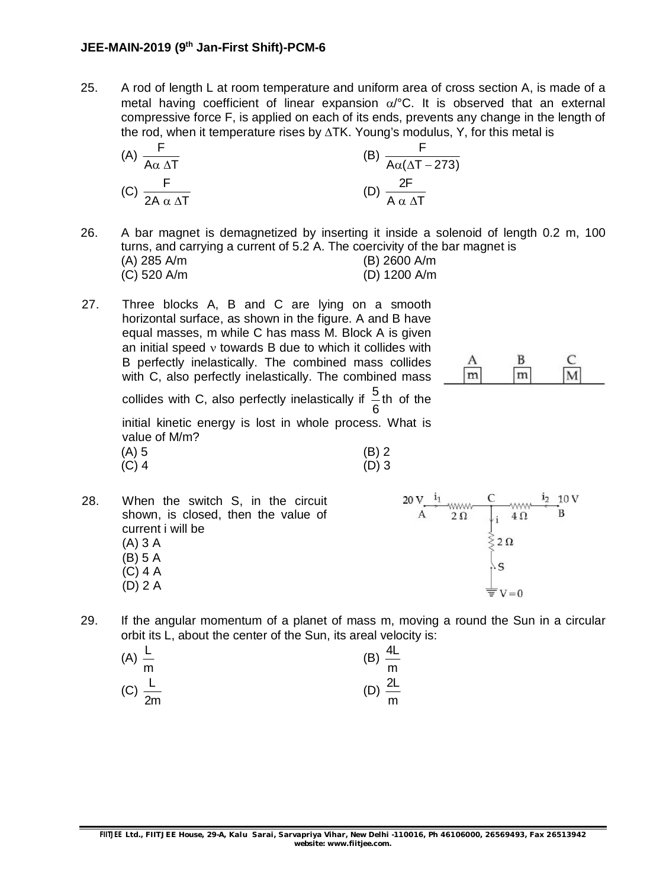25. A rod of length L at room temperature and uniform area of cross section A, is made of a metal having coefficient of linear expansion $\alpha$/°C. It is observed that an external compressive force F, is applied on each of its ends, prevents any change in the length of the rod, when it temperature rises by $\Delta$TK. Young's modulus, Y, for this metal is

(A) $\frac{F}{A\alpha\,\Delta T}$
(B) $\frac{F}{A\alpha(\Delta T - 273)}$
(C) $\frac{F}{2A\,\alpha\,\Delta T}$
(D) $\frac{2F}{A\,\alpha\,\Delta T}$

26. A bar magnet is demagnetized by inserting it inside a solenoid of length 0.2 m, 100 turns, and carrying a current of 5.2 A. The coercivity of the bar magnet is
(A) 285 A/m
(B) 2600 A/m
(C) 520 A/m
(D) 1200 A/m

27. Three blocks A, B and C are lying on a smooth horizontal surface, as shown in the figure. A and B have equal masses, m while C has mass M. Block A is given an initial speed $v$ towards B due to which it collides with B perfectly inelastically. The combined mass collides with C, also perfectly inelastically. The combined mass collides with C, also perfectly inelastically if $\frac{5}{6}$th of the initial kinetic energy is lost in whole process. What is value of M/m?
(A) 5
(B) 2
(C) 4
(D) 3

28. When the switch S, in the circuit shown, is closed, then the value of current i will be
(A) 3 A
(B) 5 A
(C) 4 A
(D) 2 A

29. If the angular momentum of a planet of mass m, moving a round the Sun in a circular orbit its L, about the center of the Sun, its areal velocity is:

(A) $\frac{L}{m}$
(B) $\frac{4L}{m}$
(C) $\frac{L}{2m}$
(D) $\frac{2L}{m}$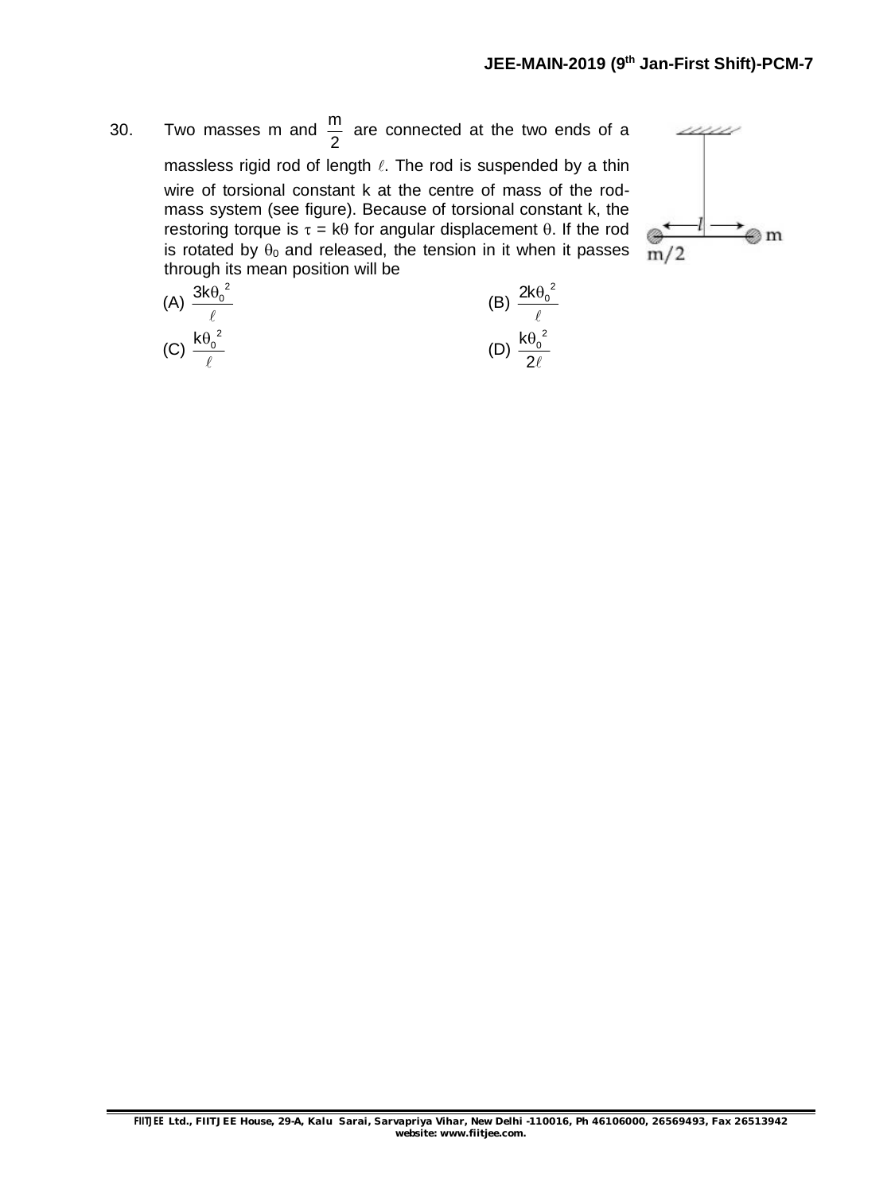30. Two masses m and $\frac{m}{2}$ are connected at the two ends of a massless rigid rod of length $\ell$. The rod is suspended by a thin wire of torsional constant k at the centre of mass of the rod-mass system (see figure). Because of torsional constant k, the restoring torque is $\tau = k\theta$ for angular displacement $\theta$. If the rod is rotated by $\theta_0$ and released, the tension in it when it passes through its mean position will be

(A) $\frac{3k\theta_0^2}{\ell}$

(B) $\frac{2k\theta_0^2}{\ell}$

(C) $\frac{k\theta_0^2}{\ell}$

(D) $\frac{k\theta_0^2}{2\ell}$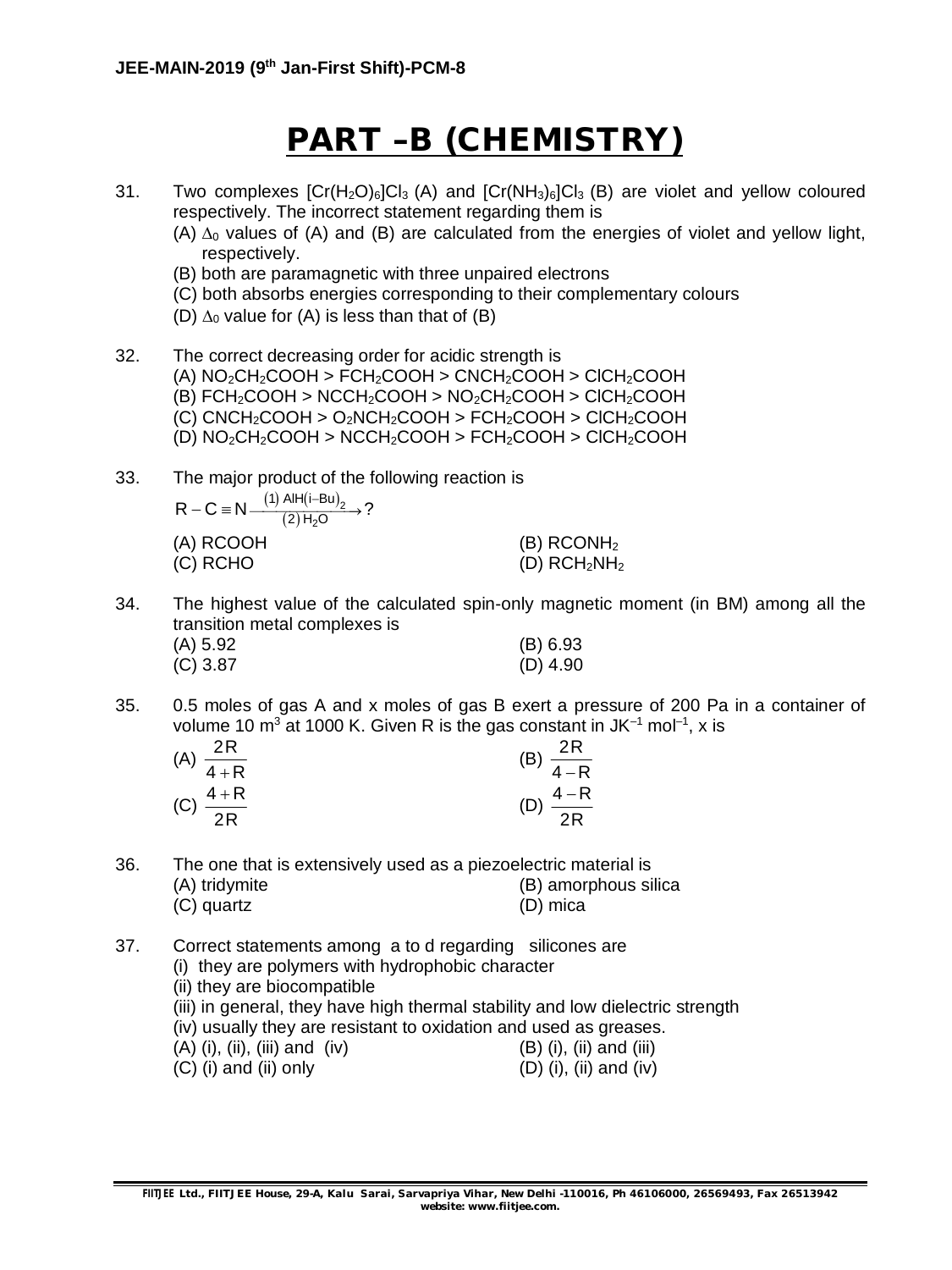# PART –B (CHEMISTRY)

31. Two complexes $[Cr(H_2O)_6]Cl_3$ (A) and $[Cr(NH_3)_6]Cl_3$ (B) are violet and yellow coloured respectively. The incorrect statement regarding them is
    (A) $\Delta_0$ values of (A) and (B) are calculated from the energies of violet and yellow light, respectively.
    (B) both are paramagnetic with three unpaired electrons
    (C) both absorbs energies corresponding to their complementary colours
    (D) $\Delta_0$ value for (A) is less than that of (B)

32. The correct decreasing order for acidic strength is
    (A) $NO_2CH_2COOH > FCH_2COOH > CNCH_2COOH > ClCH_2COOH$
    (B) $FCH_2COOH > NCCH_2COOH > NO_2CH_2COOH > ClCH_2COOH$
    (C) $CNCH_2COOH > O_2NCH_2COOH > FCH_2COOH > ClCH_2COOH$
    (D) $NO_2CH_2COOH > NCCH_2COOH > FCH_2COOH > ClCH_2COOH$

33. The major product of the following reaction is
    $$R-C\equiv N \xrightarrow[(2)\,H_2O]{(1)\,AlH(i\text{-}Bu)_2} ?$$
    (A) RCOOH
    (B) $RCONH_2$
    (C) RCHO
    (D) $RCH_2NH_2$

34. The highest value of the calculated spin-only magnetic moment (in BM) among all the transition metal complexes is
    (A) 5.92
    (B) 6.93
    (C) 3.87
    (D) 4.90

35. 0.5 moles of gas A and x moles of gas B exert a pressure of 200 Pa in a container of volume 10 $m^3$ at 1000 K. Given R is the gas constant in $JK^{-1}\,mol^{-1}$, x is
    (A) $\frac{2R}{4+R}$
    (B) $\frac{2R}{4-R}$
    (C) $\frac{4+R}{2R}$
    (D) $\frac{4-R}{2R}$

36. The one that is extensively used as a piezoelectric material is
    (A) tridymite
    (B) amorphous silica
    (C) quartz
    (D) mica

37. Correct statements among a to d regarding silicones are
    (i) they are polymers with hydrophobic character
    (ii) they are biocompatible
    (iii) in general, they have high thermal stability and low dielectric strength
    (iv) usually they are resistant to oxidation and used as greases.
    (A) (i), (ii), (iii) and (iv)
    (B) (i), (ii) and (iii)
    (C) (i) and (ii) only
    (D) (i), (ii) and (iv)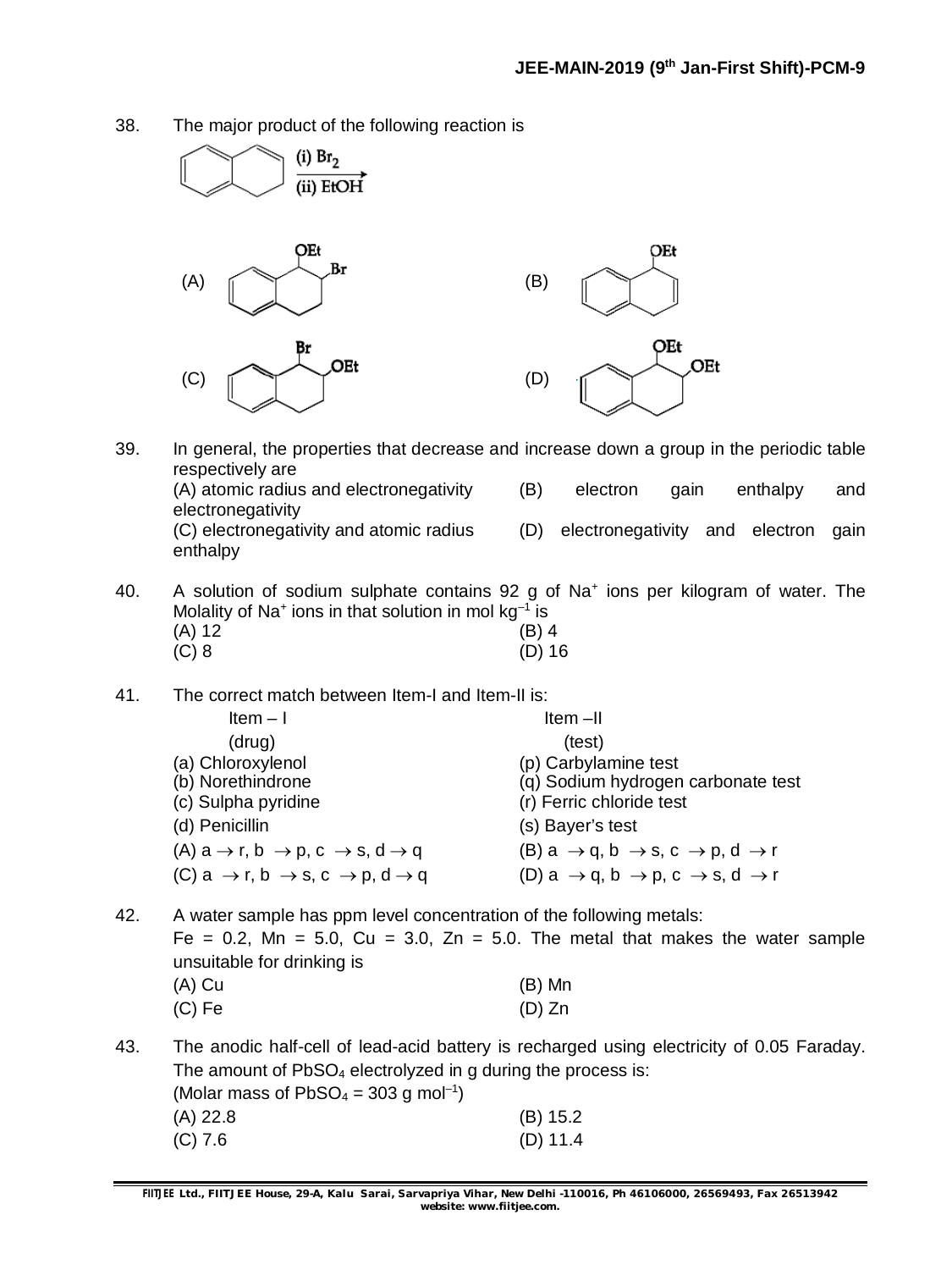38. The major product of the following reaction is

(i) $Br_2$
(ii) EtOH

(A) (B) (C) (D)

39. In general, the properties that decrease and increase down a group in the periodic table respectively are

(A) atomic radius and electronegativity
(B) electron gain enthalpy and electronegativity
(C) electronegativity and atomic radius
(D) electronegativity and electron gain enthalpy

40. A solution of sodium sulphate contains 92 g of $Na^+$ ions per kilogram of water. The Molality of $Na^+$ ions in that solution in mol $kg^{-1}$ is

(A) 12
(B) 4
(C) 8
(D) 16

41. The correct match between Item-I and Item-II is:

| Item – I (drug) | Item – II (test) |
|---|---|
| (a) Chloroxylenol | (p) Carbylamine test |
| (b) Norethindrone | (q) Sodium hydrogen carbonate test |
| (c) Sulpha pyridine | (r) Ferric chloride test |
| (d) Penicillin | (s) Bayer's test |

(A) a $\rightarrow$ r, b $\rightarrow$ p, c $\rightarrow$ s, d $\rightarrow$ q
(B) a $\rightarrow$ q, b $\rightarrow$ s, c $\rightarrow$ p, d $\rightarrow$ r
(C) a $\rightarrow$ r, b $\rightarrow$ s, c $\rightarrow$ p, d $\rightarrow$ q
(D) a $\rightarrow$ q, b $\rightarrow$ p, c $\rightarrow$ s, d $\rightarrow$ r

42. A water sample has ppm level concentration of the following metals:
Fe = 0.2, Mn = 5.0, Cu = 3.0, Zn = 5.0. The metal that makes the water sample unsuitable for drinking is

(A) Cu
(B) Mn
(C) Fe
(D) Zn

43. The anodic half-cell of lead-acid battery is recharged using electricity of 0.05 Faraday. The amount of $PbSO_4$ electrolyzed in g during the process is:
(Molar mass of $PbSO_4$ = 303 g $mol^{-1}$)

(A) 22.8
(B) 15.2
(C) 7.6
(D) 11.4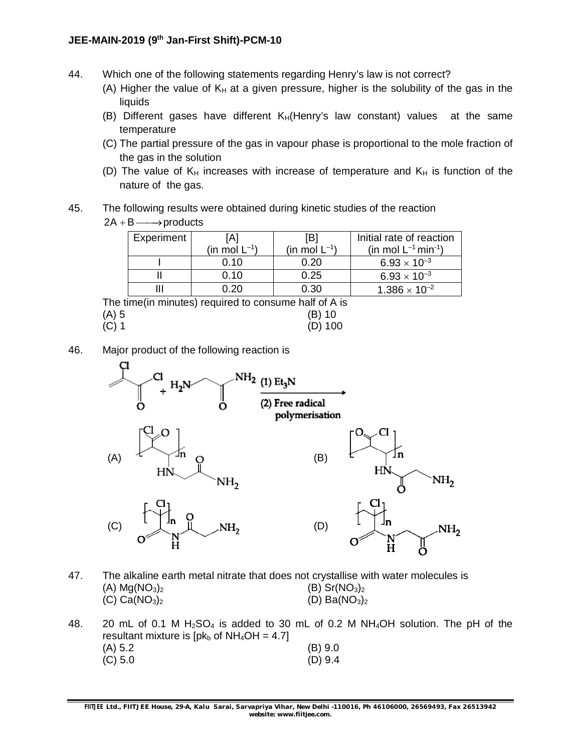44. Which one of the following statements regarding Henry's law is not correct?

(A) Higher the value of $K_H$ at a given pressure, higher is the solubility of the gas in the liquids

(B) Different gases have different $K_H$(Henry's law constant) values at the same temperature

(C) The partial pressure of the gas in vapour phase is proportional to the mole fraction of the gas in the solution

(D) The value of $K_H$ increases with increase of temperature and $K_H$ is function of the nature of the gas.

45. The following results were obtained during kinetic studies of the reaction

$2A + B \longrightarrow \text{products}$

| Experiment | [A] (in mol $L^{-1}$) | [B] (in mol $L^{-1}$) | Initial rate of reaction (in mol $L^{-1}$ $min^{-1}$) |
|---|---|---|---|
| I | 0.10 | 0.20 | $6.93 \times 10^{-3}$ |
| II | 0.10 | 0.25 | $6.93 \times 10^{-3}$ |
| III | 0.20 | 0.30 | $1.386 \times 10^{-2}$ |

The time(in minutes) required to consume half of A is

(A) 5
(B) 10
(C) 1
(D) 100

46. Major product of the following reaction is

$CH_2=C(Cl)-COCl + H_2N-CH_2-CO-NH_2 \xrightarrow[\text{(2) Free radical polymerisation}]{\text{(1) } Et_3N}$

(A) $[-CH_2-C(COCl)-]_n$ with $-NH-CH_2-CO-NH_2$ substituent

(B) $[-CH_2-C(COCl)-]_n$ with $-NH-CO-CH_2-NH_2$ substituent

(C) $[-CH_2-C(Cl)-]_n$ with $-CO-NH-CO-CH_2-NH_2$ substituent

(D) $[-CH_2-C(Cl)-]_n$ with $-CO-NH-CH_2-CO-NH_2$ substituent

47. The alkaline earth metal nitrate that does not crystallise with water molecules is

(A) $Mg(NO_3)_2$
(B) $Sr(NO_3)_2$
(C) $Ca(NO_3)_2$
(D) $Ba(NO_3)_2$

48. 20 mL of 0.1 M $H_2SO_4$ is added to 30 mL of 0.2 M $NH_4OH$ solution. The pH of the resultant mixture is [$pk_b$ of $NH_4OH$ = 4.7]

(A) 5.2
(B) 9.0
(C) 5.0
(D) 9.4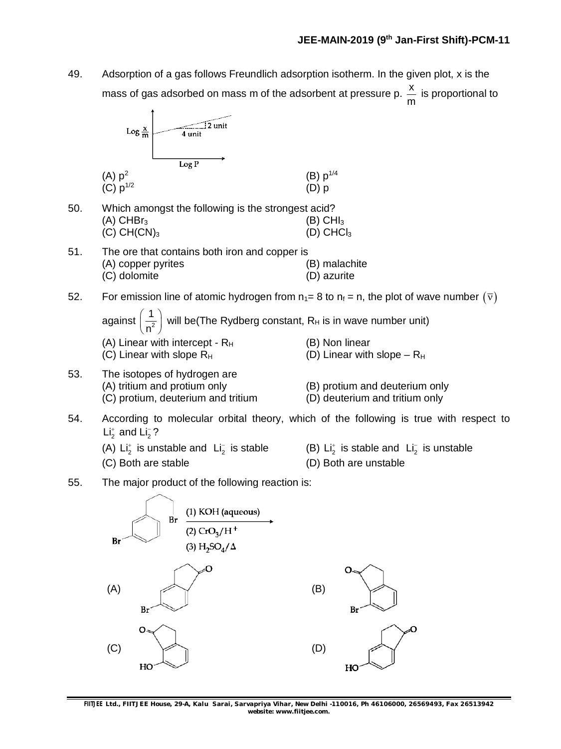49. Adsorption of a gas follows Freundlich adsorption isotherm. In the given plot, x is the mass of gas adsorbed on mass m of the adsorbent at pressure p. $\frac{x}{m}$ is proportional to

(A) $p^2$ (B) $p^{1/4}$
(C) $p^{1/2}$ (D) p

50. Which amongst the following is the strongest acid?
(A) $CHBr_3$ (B) $CHI_3$
(C) $CH(CN)_3$ (D) $CHCl_3$

51. The ore that contains both iron and copper is
(A) copper pyrites (B) malachite
(C) dolomite (D) azurite

52. For emission line of atomic hydrogen from $n_1 = 8$ to $n_f = n$, the plot of wave number $(\bar{\nu})$ against $\left(\frac{1}{n^2}\right)$ will be(The Rydberg constant, $R_H$ is in wave number unit)
(A) Linear with intercept - $R_H$ (B) Non linear
(C) Linear with slope $R_H$ (D) Linear with slope – $R_H$

53. The isotopes of hydrogen are
(A) tritium and protium only (B) protium and deuterium only
(C) protium, deuterium and tritium (D) deuterium and tritium only

54. According to molecular orbital theory, which of the following is true with respect to $Li_2^+$ and $Li_2^-$?
(A) $Li_2^+$ is unstable and $Li_2^-$ is stable (B) $Li_2^+$ is stable and $Li_2^-$ is unstable
(C) Both are stable (D) Both are unstable

55. The major product of the following reaction is:

(1) KOH (aqueous)
(2) $CrO_3/H^+$
(3) $H_2SO_4/\Delta$

(A) (B)
(C) (D)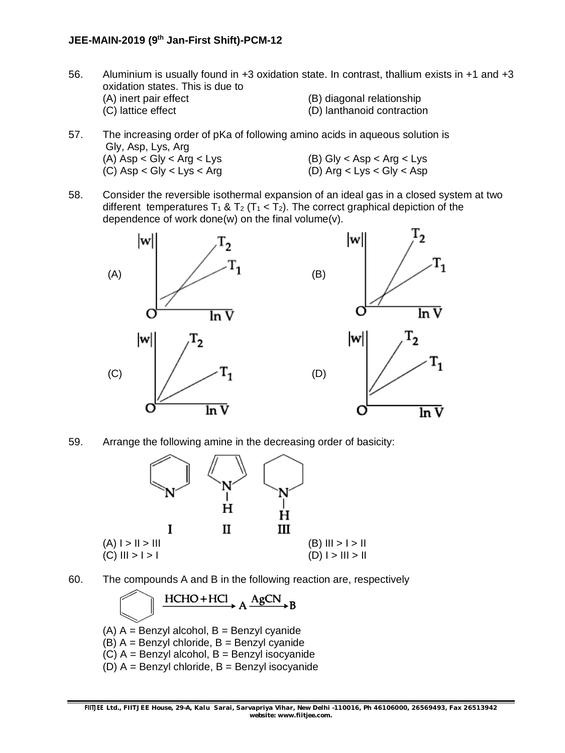56. Aluminium is usually found in +3 oxidation state. In contrast, thallium exists in +1 and +3 oxidation states. This is due to

(A) inert pair effect
(B) diagonal relationship
(C) lattice effect
(D) lanthanoid contraction

57. The increasing order of pKa of following amino acids in aqueous solution is Gly, Asp, Lys, Arg

(A) Asp < Gly < Arg < Lys
(B) Gly < Asp < Arg < Lys
(C) Asp < Gly < Lys < Arg
(D) Arg < Lys < Gly < Asp

58. Consider the reversible isothermal expansion of an ideal gas in a closed system at two different temperatures $T_1$ & $T_2$ ($T_1 < T_2$). The correct graphical depiction of the dependence of work done(w) on the final volume(v).

(A) (B) (C) (D)

59. Arrange the following amine in the decreasing order of basicity:

I II III

(A) I > II > III
(B) III > I > II
(C) III > I > I
(D) I > III > II

60. The compounds A and B in the following reaction are, respectively

$$\xrightarrow{HCHO + HCl} A \xrightarrow{AgCN} B$$

(A) A = Benzyl alcohol, B = Benzyl cyanide
(B) A = Benzyl chloride, B = Benzyl cyanide
(C) A = Benzyl alcohol, B = Benzyl isocyanide
(D) A = Benzyl chloride, B = Benzyl isocyanide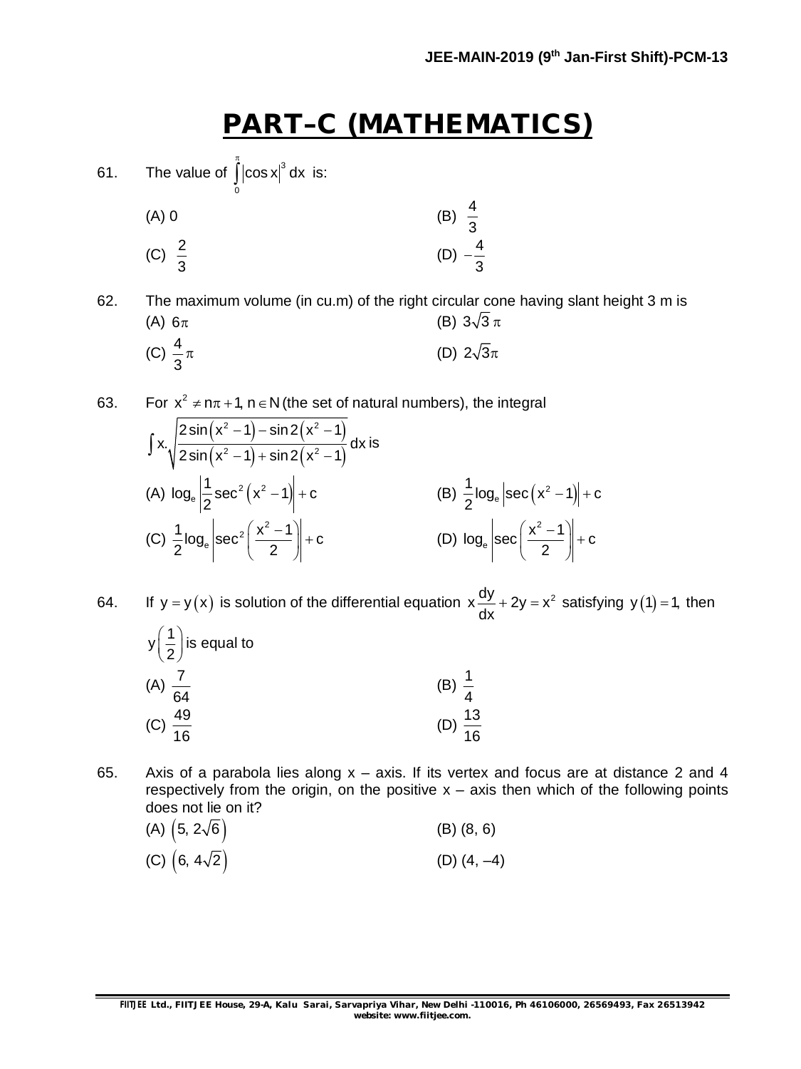# PART–C (MATHEMATICS)

61. The value of $\int_0^{\pi} |\cos x|^3 \, dx$ is:

(A) 0
(B) $\frac{4}{3}$
(C) $\frac{2}{3}$
(D) $-\frac{4}{3}$

62. The maximum volume (in cu.m) of the right circular cone having slant height 3 m is

(A) $6\pi$
(B) $3\sqrt{3}\,\pi$
(C) $\frac{4}{3}\pi$
(D) $2\sqrt{3}\pi$

63. For $x^2 \neq n\pi + 1, n \in N$ (the set of natural numbers), the integral

$$\int x.\sqrt{\frac{2\sin\left(x^2-1\right)-\sin 2\left(x^2-1\right)}{2\sin\left(x^2-1\right)+\sin 2\left(x^2-1\right)}}\,dx \text{ is}$$

(A) $\log_e\left|\frac{1}{2}\sec^2\left(x^2-1\right)\right|+c$
(B) $\frac{1}{2}\log_e\left|\sec\left(x^2-1\right)\right|+c$
(C) $\frac{1}{2}\log_e\left|\sec^2\left(\frac{x^2-1}{2}\right)\right|+c$
(D) $\log_e\left|\sec\left(\frac{x^2-1}{2}\right)\right|+c$

64. If $y = y(x)$ is solution of the differential equation $x\frac{dy}{dx} + 2y = x^2$ satisfying $y(1) = 1$, then $y\left(\frac{1}{2}\right)$ is equal to

(A) $\frac{7}{64}$
(B) $\frac{1}{4}$
(C) $\frac{49}{16}$
(D) $\frac{13}{16}$

65. Axis of a parabola lies along x – axis. If its vertex and focus are at distance 2 and 4 respectively from the origin, on the positive x – axis then which of the following points does not lie on it?

(A) $\left(5, 2\sqrt{6}\right)$
(B) (8, 6)
(C) $\left(6, 4\sqrt{2}\right)$
(D) (4, –4)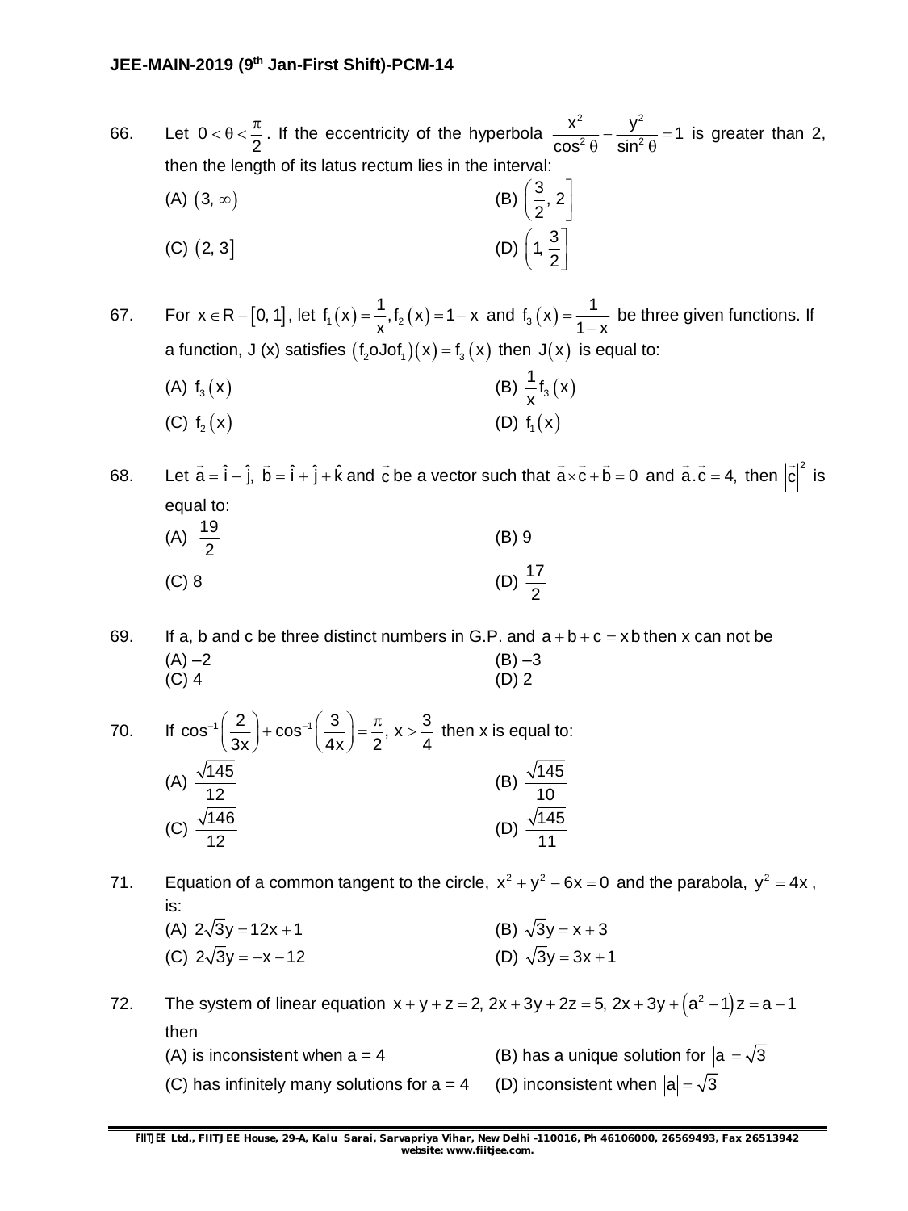66. Let $0 < \theta < \frac{\pi}{2}$. If the eccentricity of the hyperbola $\frac{x^2}{\cos^2\theta} - \frac{y^2}{\sin^2\theta} = 1$ is greater than 2, then the length of its latus rectum lies in the interval:

(A) $(3, \infty)$ (B) $\left(\frac{3}{2}, 2\right]$

(C) $(2, 3]$ (D) $\left(1, \frac{3}{2}\right]$

67. For $x \in R - [0, 1]$, let $f_1(x) = \frac{1}{x}, f_2(x) = 1 - x$ and $f_3(x) = \frac{1}{1-x}$ be three given functions. If a function, J (x) satisfies $(f_2 o J o f_1)(x) = f_3(x)$ then $J(x)$ is equal to:

(A) $f_3(x)$ (B) $\frac{1}{x} f_3(x)$

(C) $f_2(x)$ (D) $f_1(x)$

68. Let $\vec{a} = \hat{i} - \hat{j},\ \vec{b} = \hat{i} + \hat{j} + \hat{k}$ and $\vec{c}$ be a vector such that $\vec{a} \times \vec{c} + \vec{b} = 0$ and $\vec{a}.\vec{c} = 4,$ then $\left|\vec{c}\right|^2$ is equal to:

(A) $\frac{19}{2}$ (B) 9

(C) 8 (D) $\frac{17}{2}$

69. If a, b and c be three distinct numbers in G.P. and $a + b + c = xb$ then x can not be

(A) –2 (B) –3

(C) 4 (D) 2

70. If $\cos^{-1}\left(\frac{2}{3x}\right) + \cos^{-1}\left(\frac{3}{4x}\right) = \frac{\pi}{2},\ x > \frac{3}{4}$ then x is equal to:

(A) $\frac{\sqrt{145}}{12}$ (B) $\frac{\sqrt{145}}{10}$

(C) $\frac{\sqrt{146}}{12}$ (D) $\frac{\sqrt{145}}{11}$

71. Equation of a common tangent to the circle, $x^2 + y^2 - 6x = 0$ and the parabola, $y^2 = 4x$, is:

(A) $2\sqrt{3}y = 12x + 1$ (B) $\sqrt{3}y = x + 3$

(C) $2\sqrt{3}y = -x - 12$ (D) $\sqrt{3}y = 3x + 1$

72. The system of linear equation $x + y + z = 2,\ 2x + 3y + 2z = 5,\ 2x + 3y + \left(a^2 - 1\right)z = a + 1$ then

(A) is inconsistent when a = 4 (B) has a unique solution for $|a| = \sqrt{3}$

(C) has infinitely many solutions for a = 4 (D) inconsistent when $|a| = \sqrt{3}$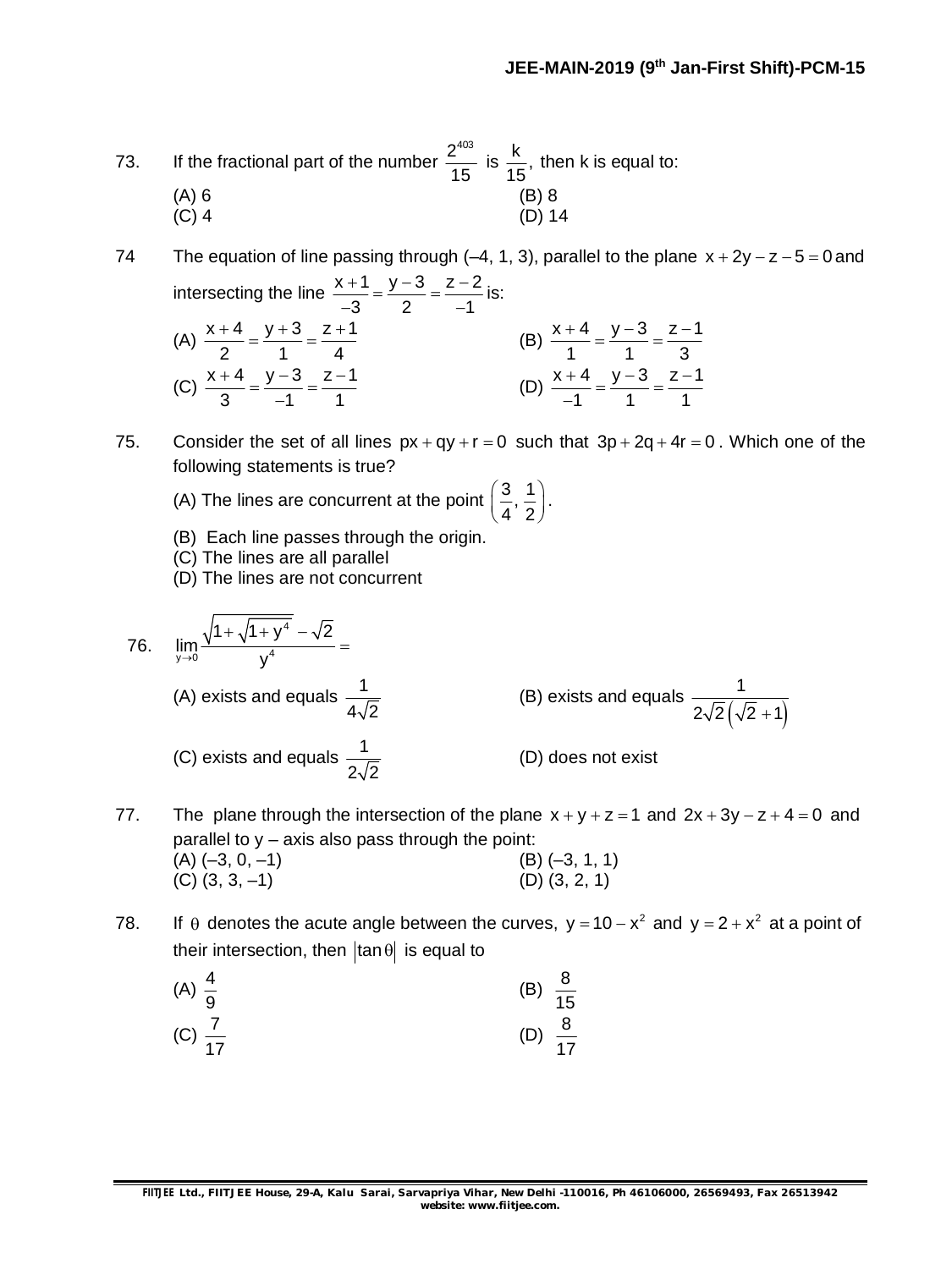73. If the fractional part of the number $\dfrac{2^{403}}{15}$ is $\dfrac{k}{15}$, then k is equal to:

(A) 6
(B) 8
(C) 4
(D) 14

74 The equation of line passing through (–4, 1, 3), parallel to the plane $x + 2y - z - 5 = 0$ and intersecting the line $\dfrac{x+1}{-3} = \dfrac{y-3}{2} = \dfrac{z-2}{-1}$ is:

(A) $\dfrac{x+4}{2} = \dfrac{y+3}{1} = \dfrac{z+1}{4}$
(B) $\dfrac{x+4}{1} = \dfrac{y-3}{1} = \dfrac{z-1}{3}$
(C) $\dfrac{x+4}{3} = \dfrac{y-3}{-1} = \dfrac{z-1}{1}$
(D) $\dfrac{x+4}{-1} = \dfrac{y-3}{1} = \dfrac{z-1}{1}$

75. Consider the set of all lines $px + qy + r = 0$ such that $3p + 2q + 4r = 0$. Which one of the following statements is true?

(A) The lines are concurrent at the point $\left(\dfrac{3}{4}, \dfrac{1}{2}\right)$.
(B) Each line passes through the origin.
(C) The lines are all parallel
(D) The lines are not concurrent

76. $\lim\limits_{y \to 0} \dfrac{\sqrt{1+\sqrt{1+y^4}} - \sqrt{2}}{y^4} =$

(A) exists and equals $\dfrac{1}{4\sqrt{2}}$
(B) exists and equals $\dfrac{1}{2\sqrt{2}\left(\sqrt{2}+1\right)}$
(C) exists and equals $\dfrac{1}{2\sqrt{2}}$
(D) does not exist

77. The plane through the intersection of the plane $x + y + z = 1$ and $2x + 3y - z + 4 = 0$ and parallel to y – axis also pass through the point:

(A) (–3, 0, –1)
(B) (–3, 1, 1)
(C) (3, 3, –1)
(D) (3, 2, 1)

78. If $\theta$ denotes the acute angle between the curves, $y = 10 - x^2$ and $y = 2 + x^2$ at a point of their intersection, then $|\tan\theta|$ is equal to

(A) $\dfrac{4}{9}$
(B) $\dfrac{8}{15}$
(C) $\dfrac{7}{17}$
(D) $\dfrac{8}{17}$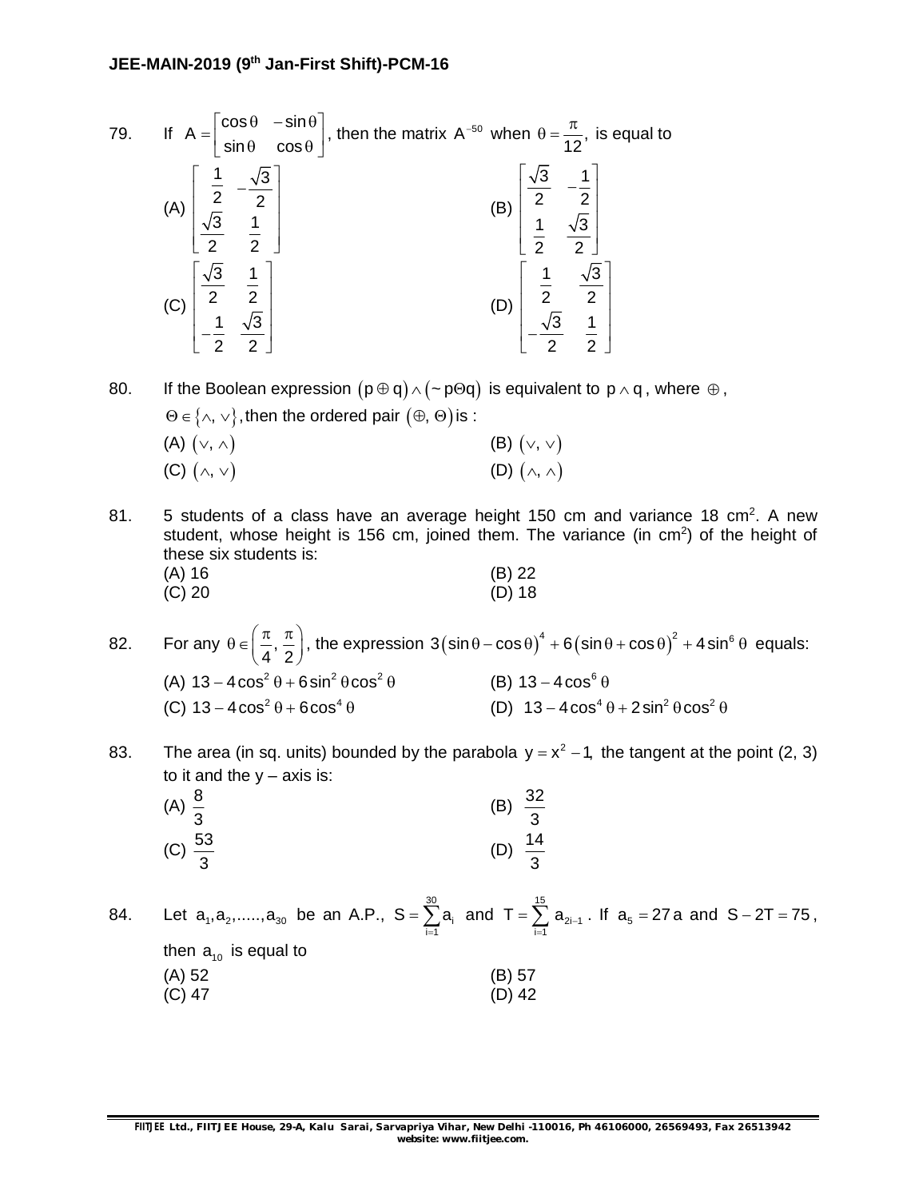79. If $A = \begin{bmatrix} \cos\theta & -\sin\theta \\ \sin\theta & \cos\theta \end{bmatrix}$, then the matrix $A^{-50}$ when $\theta = \frac{\pi}{12}$, is equal to

(A) $\begin{bmatrix} \frac{1}{2} & -\frac{\sqrt{3}}{2} \\ \frac{\sqrt{3}}{2} & \frac{1}{2} \end{bmatrix}$

(B) $\begin{bmatrix} \frac{\sqrt{3}}{2} & -\frac{1}{2} \\ \frac{1}{2} & \frac{\sqrt{3}}{2} \end{bmatrix}$

(C) $\begin{bmatrix} \frac{\sqrt{3}}{2} & \frac{1}{2} \\ -\frac{1}{2} & \frac{\sqrt{3}}{2} \end{bmatrix}$

(D) $\begin{bmatrix} \frac{1}{2} & \frac{\sqrt{3}}{2} \\ -\frac{\sqrt{3}}{2} & \frac{1}{2} \end{bmatrix}$

80. If the Boolean expression $(p \oplus q) \wedge (\sim p \Theta q)$ is equivalent to $p \wedge q$, where $\oplus$, $\Theta \in \{\wedge, \vee\}$, then the ordered pair $(\oplus, \Theta)$ is :

(A) $(\vee, \wedge)$
(B) $(\vee, \vee)$
(C) $(\wedge, \vee)$
(D) $(\wedge, \wedge)$

81. 5 students of a class have an average height 150 cm and variance 18 cm$^2$. A new student, whose height is 156 cm, joined them. The variance (in cm$^2$) of the height of these six students is:

(A) 16
(B) 22
(C) 20
(D) 18

82. For any $\theta \in \left(\frac{\pi}{4}, \frac{\pi}{2}\right)$, the expression $3(\sin\theta - \cos\theta)^4 + 6(\sin\theta + \cos\theta)^2 + 4\sin^6\theta$ equals:

(A) $13 - 4\cos^2\theta + 6\sin^2\theta\cos^2\theta$
(B) $13 - 4\cos^6\theta$
(C) $13 - 4\cos^2\theta + 6\cos^4\theta$
(D) $13 - 4\cos^4\theta + 2\sin^2\theta\cos^2\theta$

83. The area (in sq. units) bounded by the parabola $y = x^2 - 1$, the tangent at the point (2, 3) to it and the y – axis is:

(A) $\frac{8}{3}$
(B) $\frac{32}{3}$
(C) $\frac{53}{3}$
(D) $\frac{14}{3}$

84. Let $a_1, a_2, \ldots\ldots, a_{30}$ be an A.P., $S = \sum_{i=1}^{30} a_i$ and $T = \sum_{i=1}^{15} a_{2i-1}$. If $a_5 = 27a$ and $S - 2T = 75$, then $a_{10}$ is equal to

(A) 52
(B) 57
(C) 47
(D) 42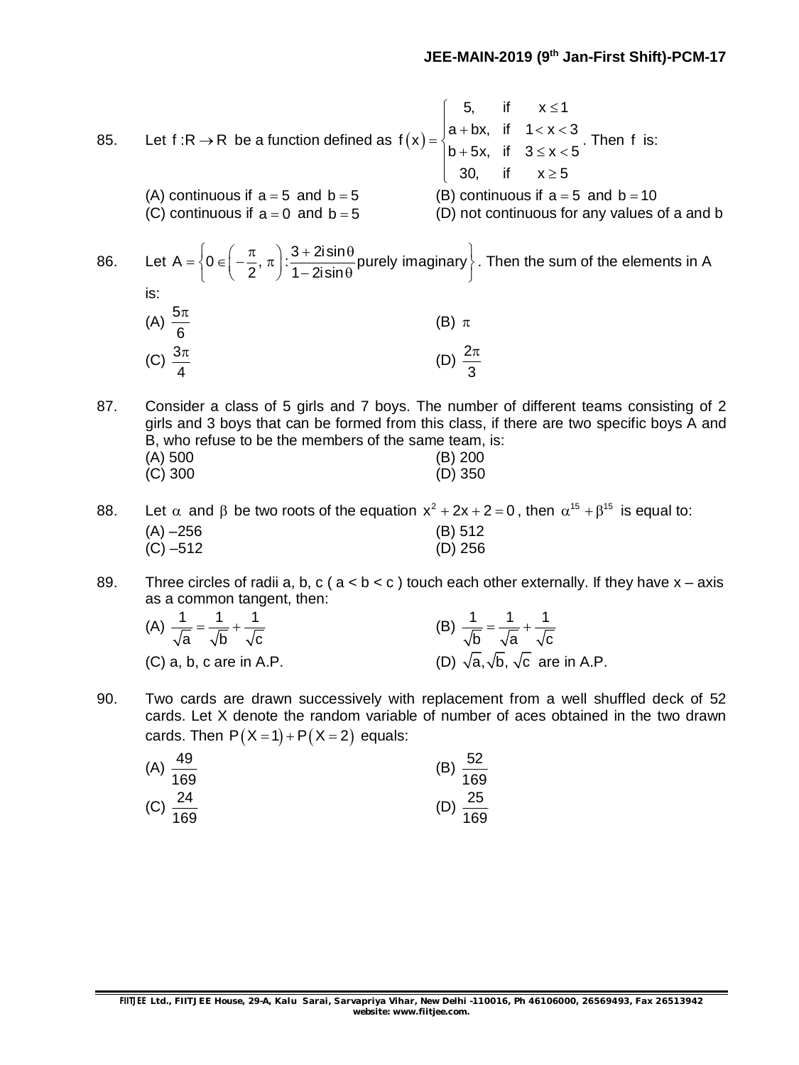85. Let $f : R \rightarrow R$ be a function defined as $f(x) = \begin{cases} 5, & \text{if} \quad x \leq 1 \\ a + bx, & \text{if} \quad 1 < x < 3 \\ b + 5x, & \text{if} \quad 3 \leq x < 5 \\ 30, & \text{if} \quad x \geq 5 \end{cases}$. Then $f$ is:

(A) continuous if $a = 5$ and $b = 5$
(B) continuous if $a = 5$ and $b = 10$
(C) continuous if $a = 0$ and $b = 5$
(D) not continuous for any values of a and b

86. Let $A = \left\{ 0 \in \left( -\frac{\pi}{2}, \pi \right) : \frac{3 + 2i\sin\theta}{1 - 2i\sin\theta} \text{purely imaginary} \right\}$. Then the sum of the elements in A is:

(A) $\frac{5\pi}{6}$
(B) $\pi$
(C) $\frac{3\pi}{4}$
(D) $\frac{2\pi}{3}$

87. Consider a class of 5 girls and 7 boys. The number of different teams consisting of 2 girls and 3 boys that can be formed from this class, if there are two specific boys A and B, who refuse to be the members of the same team, is:

(A) 500
(B) 200
(C) 300
(D) 350

88. Let $\alpha$ and $\beta$ be two roots of the equation $x^2 + 2x + 2 = 0$, then $\alpha^{15} + \beta^{15}$ is equal to:

(A) –256
(B) 512
(C) –512
(D) 256

89. Three circles of radii a, b, c ( a < b < c ) touch each other externally. If they have x – axis as a common tangent, then:

(A) $\frac{1}{\sqrt{a}} = \frac{1}{\sqrt{b}} + \frac{1}{\sqrt{c}}$
(B) $\frac{1}{\sqrt{b}} = \frac{1}{\sqrt{a}} + \frac{1}{\sqrt{c}}$
(C) a, b, c are in A.P.
(D) $\sqrt{a}, \sqrt{b}, \sqrt{c}$ are in A.P.

90. Two cards are drawn successively with replacement from a well shuffled deck of 52 cards. Let X denote the random variable of number of aces obtained in the two drawn cards. Then $P(X = 1) + P(X = 2)$ equals:

(A) $\frac{49}{169}$
(B) $\frac{52}{169}$
(C) $\frac{24}{169}$
(D) $\frac{25}{169}$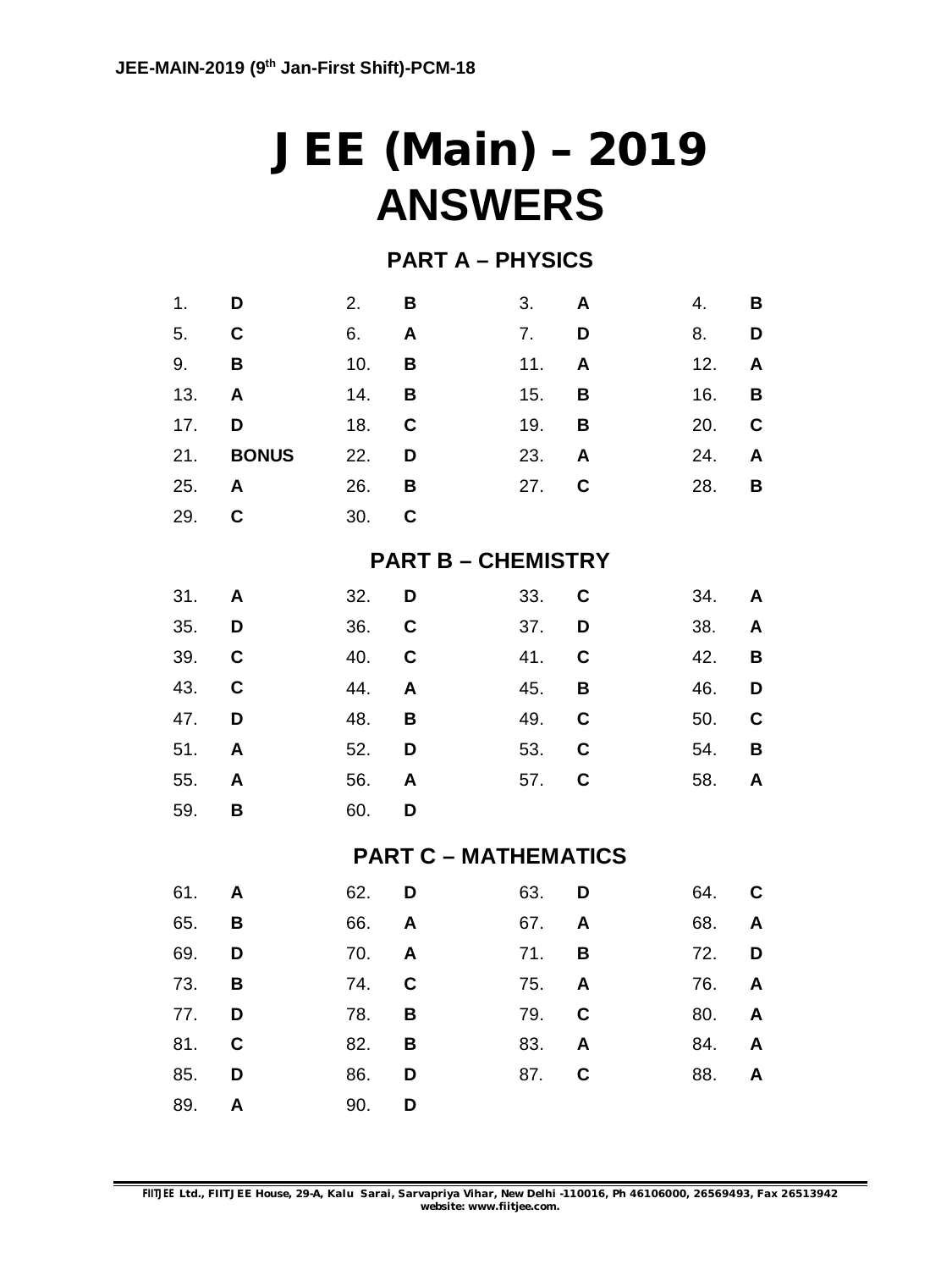# JEE (Main) – 2019
# ANSWERS

## PART A – PHYSICS

| | | | | | | | |
|---|---|---|---|---|---|---|---|
| 1. | **D** | 2. | **B** | 3. | **A** | 4. | **B** |
| 5. | **C** | 6. | **A** | 7. | **D** | 8. | **D** |
| 9. | **B** | 10. | **B** | 11. | **A** | 12. | **A** |
| 13. | **A** | 14. | **B** | 15. | **B** | 16. | **B** |
| 17. | **D** | 18. | **C** | 19. | **B** | 20. | **C** |
| 21. | **BONUS** | 22. | **D** | 23. | **A** | 24. | **A** |
| 25. | **A** | 26. | **B** | 27. | **C** | 28. | **B** |
| 29. | **C** | 30. | **C** | | | | |

## PART B – CHEMISTRY

| | | | | | | | |
|---|---|---|---|---|---|---|---|
| 31. | **A** | 32. | **D** | 33. | **C** | 34. | **A** |
| 35. | **D** | 36. | **C** | 37. | **D** | 38. | **A** |
| 39. | **C** | 40. | **C** | 41. | **C** | 42. | **B** |
| 43. | **C** | 44. | **A** | 45. | **B** | 46. | **D** |
| 47. | **D** | 48. | **B** | 49. | **C** | 50. | **C** |
| 51. | **A** | 52. | **D** | 53. | **C** | 54. | **B** |
| 55. | **A** | 56. | **A** | 57. | **C** | 58. | **A** |
| 59. | **B** | 60. | **D** | | | | |

## PART C – MATHEMATICS

| | | | | | | | |
|---|---|---|---|---|---|---|---|
| 61. | **A** | 62. | **D** | 63. | **D** | 64. | **C** |
| 65. | **B** | 66. | **A** | 67. | **A** | 68. | **A** |
| 69. | **D** | 70. | **A** | 71. | **B** | 72. | **D** |
| 73. | **B** | 74. | **C** | 75. | **A** | 76. | **A** |
| 77. | **D** | 78. | **B** | 79. | **C** | 80. | **A** |
| 81. | **C** | 82. | **B** | 83. | **A** | 84. | **A** |
| 85. | **D** | 86. | **D** | 87. | **C** | 88. | **A** |
| 89. | **A** | 90. | **D** | | | | |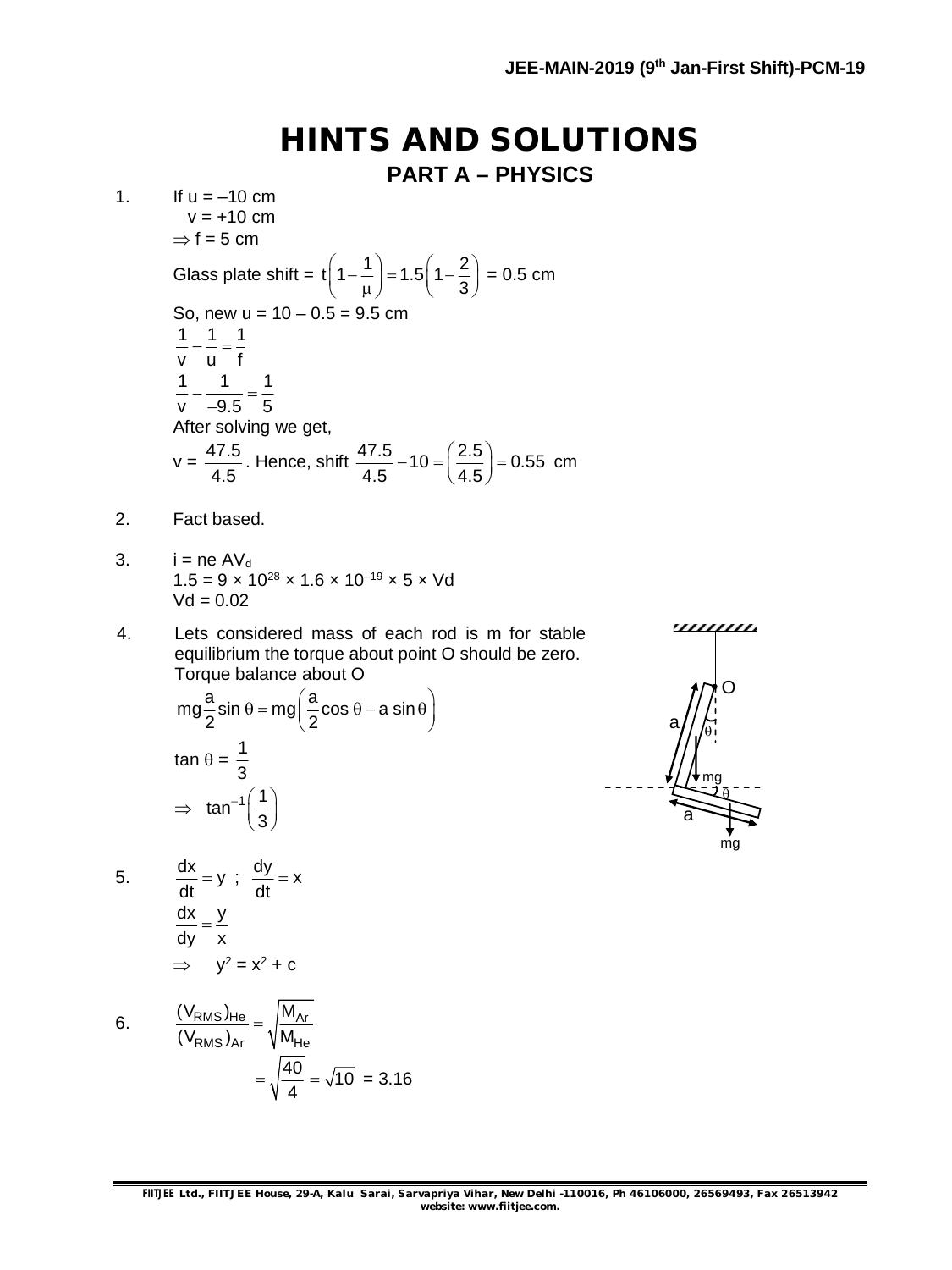# HINTS AND SOLUTIONS

## PART A – PHYSICS

1. If u = –10 cm
   v = +10 cm
   $\Rightarrow$ f = 5 cm

   Glass plate shift = $t\left(1-\frac{1}{\mu}\right)=1.5\left(1-\frac{2}{3}\right)$ = 0.5 cm

   So, new u = 10 – 0.5 = 9.5 cm

   $\frac{1}{v}-\frac{1}{u}=\frac{1}{f}$

   $\frac{1}{v}-\frac{1}{-9.5}=\frac{1}{5}$

   After solving we get,

   v = $\frac{47.5}{4.5}$. Hence, shift $\frac{47.5}{4.5}-10=\left(\frac{2.5}{4.5}\right)=0.55$ cm

2. Fact based.

3. i = ne $AV_d$
   1.5 = 9 × $10^{28}$ × 1.6 × $10^{-19}$ × 5 × Vd
   Vd = 0.02

4. Lets considered mass of each rod is m for stable equilibrium the torque about point O should be zero.
   Torque balance about O

   $mg\frac{a}{2}\sin\theta = mg\left(\frac{a}{2}\cos\theta - a\sin\theta\right)$

   $\tan\theta = \frac{1}{3}$

   $\Rightarrow \tan^{-1}\left(\frac{1}{3}\right)$

5. $\frac{dx}{dt}=y$ ; $\frac{dy}{dt}=x$

   $\frac{dx}{dy}=\frac{y}{x}$

   $\Rightarrow$ $y^2 = x^2 + c$

6. $\frac{(V_{RMS})_{He}}{(V_{RMS})_{Ar}}=\sqrt{\frac{M_{Ar}}{M_{He}}}$

   $=\sqrt{\frac{40}{4}}=\sqrt{10}$ = 3.16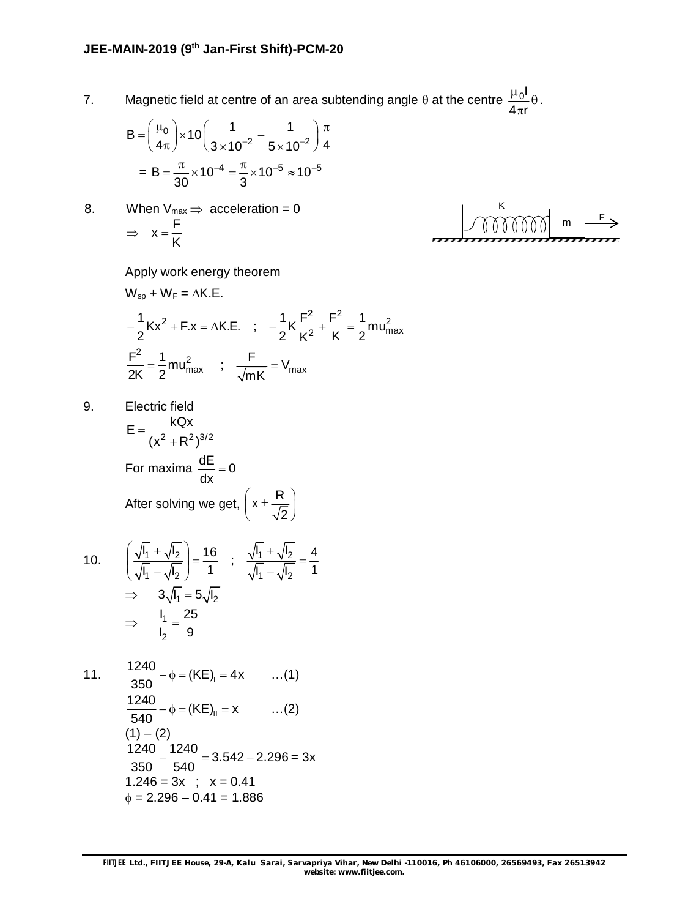7. Magnetic field at centre of an area subtending angle $\theta$ at the centre $\frac{\mu_0 I}{4\pi r}\theta$.

$$B = \left(\frac{\mu_0}{4\pi}\right) \times 10\left(\frac{1}{3\times10^{-2}} - \frac{1}{5\times10^{-2}}\right)\frac{\pi}{4}$$

$$= B = \frac{\pi}{30}\times10^{-4} = \frac{\pi}{3}\times10^{-5} \approx 10^{-5}$$

8. When $V_{max} \Rightarrow$ acceleration = 0

$$\Rightarrow \quad x = \frac{F}{K}$$

Apply work energy theorem

$W_{sp} + W_F = \Delta K.E.$

$$-\frac{1}{2}Kx^2 + F.x = \Delta K.E. \quad ; \quad -\frac{1}{2}K\frac{F^2}{K^2} + \frac{F^2}{K} = \frac{1}{2}mu_{max}^2$$

$$\frac{F^2}{2K} = \frac{1}{2}mu_{max}^2 \quad ; \quad \frac{F}{\sqrt{mK}} = V_{max}$$

9. Electric field

$$E = \frac{kQx}{(x^2 + R^2)^{3/2}}$$

For maxima $\frac{dE}{dx} = 0$

After solving we get, $\left(x \pm \frac{R}{\sqrt{2}}\right)$

10. $$\left(\frac{\sqrt{I_1}+\sqrt{I_2}}{\sqrt{I_1}-\sqrt{I_2}}\right) = \frac{16}{1} \quad ; \quad \frac{\sqrt{I_1}+\sqrt{I_2}}{\sqrt{I_1}-\sqrt{I_2}} = \frac{4}{1}$$

$$\Rightarrow \quad 3\sqrt{I_1} = 5\sqrt{I_2}$$

$$\Rightarrow \quad \frac{I_1}{I_2} = \frac{25}{9}$$

11. $$\frac{1240}{350} - \phi = (KE)_I = 4x \qquad \ldots(1)$$

$$\frac{1240}{540} - \phi = (KE)_{II} = x \qquad \ldots(2)$$

(1) – (2)

$$\frac{1240}{350} - \frac{1240}{540} = 3.542 - 2.296 = 3x$$

$1.246 = 3x \quad ; \quad x = 0.41$

$\phi = 2.296 - 0.41 = 1.886$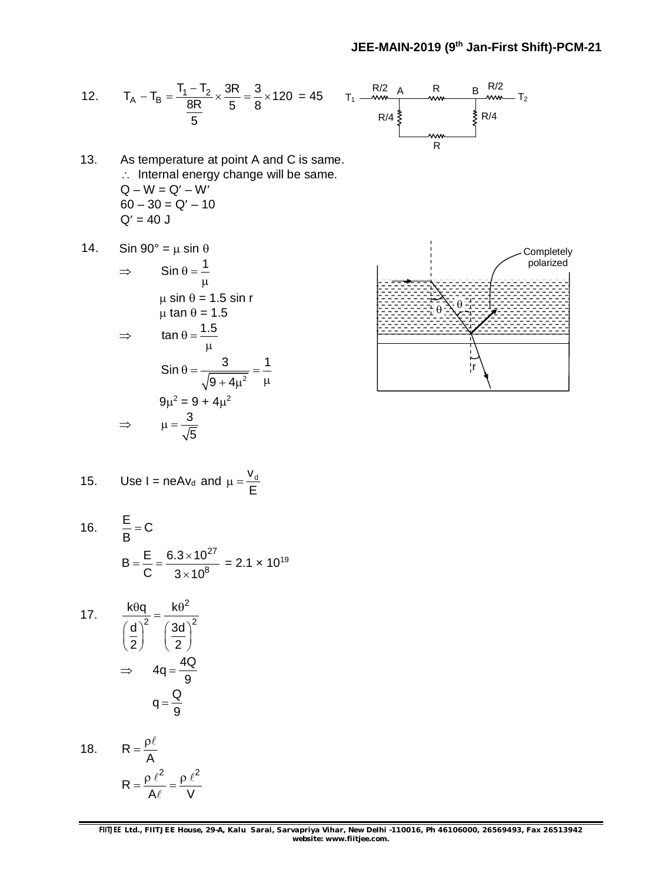12. $T_A - T_B = \dfrac{T_1 - T_2}{\dfrac{8R}{5}} \times \dfrac{3R}{5} = \dfrac{3}{8} \times 120 = 45$

13. As temperature at point A and C is same.
$\therefore$ Internal energy change will be same.
$Q - W = Q' - W'$
$60 - 30 = Q' - 10$
$Q' = 40$ J

14. $\sin 90° = \mu \sin \theta$

$\Rightarrow \quad \sin \theta = \dfrac{1}{\mu}$

$\mu \sin \theta = 1.5 \sin r$

$\mu \tan \theta = 1.5$

$\Rightarrow \quad \tan \theta = \dfrac{1.5}{\mu}$

$\sin \theta = \dfrac{3}{\sqrt{9 + 4\mu^2}} = \dfrac{1}{\mu}$

$9\mu^2 = 9 + 4\mu^2$

$\Rightarrow \quad \mu = \dfrac{3}{\sqrt{5}}$

Completely polarized

15. Use $I = neAv_d$ and $\mu = \dfrac{v_d}{E}$

16. $\dfrac{E}{B} = C$

$B = \dfrac{E}{C} = \dfrac{6.3 \times 10^{27}}{3 \times 10^{8}} = 2.1 \times 10^{19}$

17. $\dfrac{k\theta q}{\left(\dfrac{d}{2}\right)^2} = \dfrac{k\theta^2}{\left(\dfrac{3d}{2}\right)^2}$

$\Rightarrow \quad 4q = \dfrac{4Q}{9}$

$q = \dfrac{Q}{9}$

18. $R = \dfrac{\rho \ell}{A}$

$R = \dfrac{\rho \ell^2}{A\ell} = \dfrac{\rho \ell^2}{V}$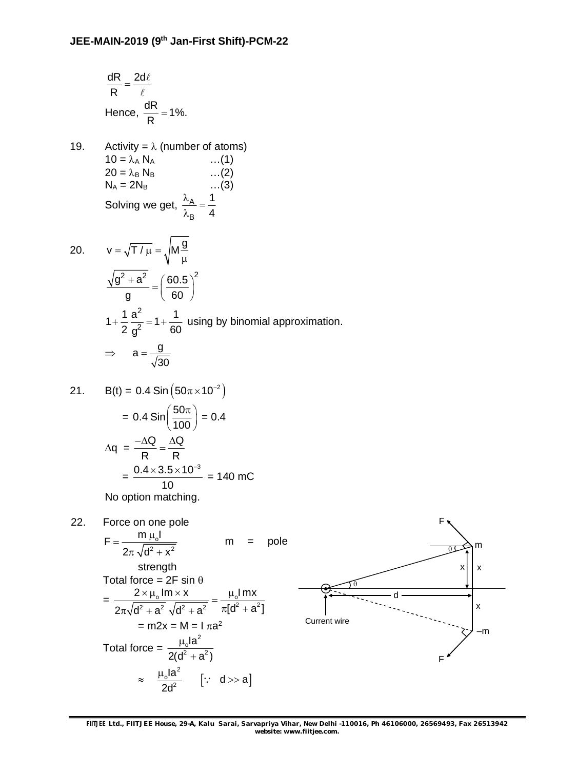$$\frac{dR}{R} = \frac{2d\ell}{\ell}$$

Hence, $\frac{dR}{R} = 1\%$.

19. Activity = $\lambda$ (number of atoms)

$10 = \lambda_A N_A$ …(1)

$20 = \lambda_B N_B$ …(2)

$N_A = 2N_B$ …(3)

Solving we get, $\frac{\lambda_A}{\lambda_B} = \frac{1}{4}$

20. $v = \sqrt{T/\mu} = \sqrt{M\frac{g}{\mu}}$

$$\frac{\sqrt{g^2 + a^2}}{g} = \left(\frac{60.5}{60}\right)^2$$

$$1 + \frac{1}{2}\frac{a^2}{g^2} = 1 + \frac{1}{60}$$ using by binomial approximation.

$$\Rightarrow \quad a = \frac{g}{\sqrt{30}}$$

21. B(t) = $0.4 \text{ Sin}\left(50\pi \times 10^{-2}\right)$

$= 0.4 \text{ Sin}\left(\frac{50\pi}{100}\right) = 0.4$

$\Delta q = \frac{-\Delta Q}{R} = \frac{\Delta Q}{R}$

$= \frac{0.4 \times 3.5 \times 10^{-3}}{10} = 140$ mC

No option matching.

22. Force on one pole

$F = \frac{m\,\mu_o I}{2\pi\sqrt{d^2 + x^2}}$ m = pole strength

Total force = $2F\sin\theta$

$= \frac{2 \times \mu_o Im \times x}{2\pi\sqrt{d^2 + a^2}\,\sqrt{d^2 + a^2}} = \frac{\mu_o I\,mx}{\pi[d^2 + a^2]}$

$= m2x = M = I\,\pi a^2$

Total force = $\frac{\mu_o Ia^2}{2(d^2 + a^2)}$

$\approx \frac{\mu_o Ia^2}{2d^2} \quad [\because \; d \gg a]$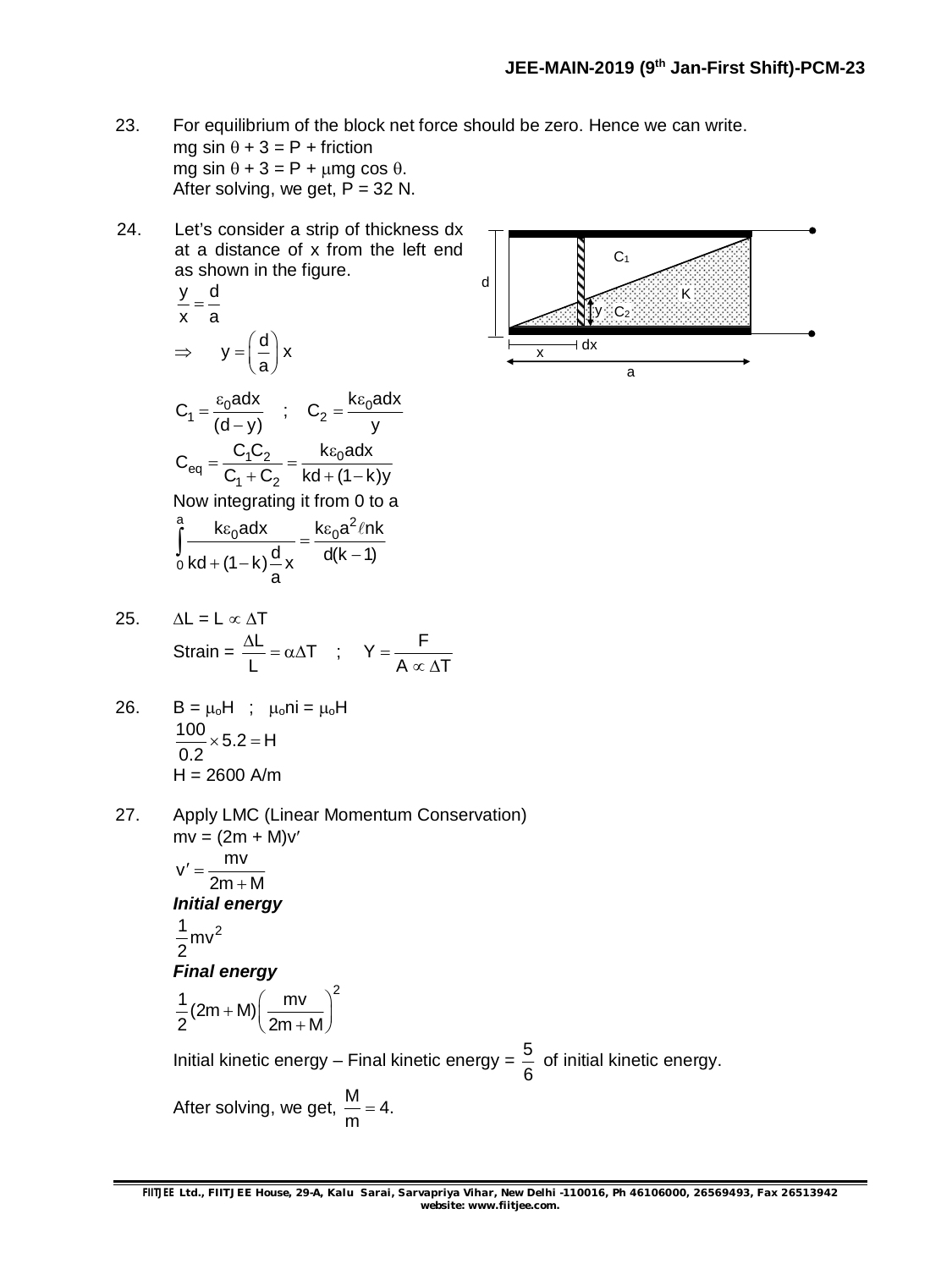23. For equilibrium of the block net force should be zero. Hence we can write.
mg sin $\theta$ + 3 = P + friction
mg sin $\theta$ + 3 = P + $\mu$mg cos $\theta$.
After solving, we get, P = 32 N.

24. Let's consider a strip of thickness dx at a distance of x from the left end as shown in the figure.

$$\frac{y}{x} = \frac{d}{a}$$

$$\Rightarrow \quad y = \left(\frac{d}{a}\right)x$$

$$C_1 = \frac{\varepsilon_0 a dx}{(d-y)} \quad ; \quad C_2 = \frac{k\varepsilon_0 a dx}{y}$$

$$C_{eq} = \frac{C_1 C_2}{C_1 + C_2} = \frac{k\varepsilon_0 a dx}{kd + (1-k)y}$$

Now integrating it from 0 to a

$$\int_0^a \frac{k\varepsilon_0 a dx}{kd + (1-k)\frac{d}{a}x} = \frac{k\varepsilon_0 a^2 \ell nk}{d(k-1)}$$

25. $\Delta L = L \propto \Delta T$

Strain = $\frac{\Delta L}{L} = \alpha \Delta T$ ; $Y = \frac{F}{A \propto \Delta T}$

26. $B = \mu_o H$ ; $\mu_o ni = \mu_o H$

$$\frac{100}{0.2} \times 5.2 = H$$

H = 2600 A/m

27. Apply LMC (Linear Momentum Conservation)

$mv = (2m + M)v'$

$$v' = \frac{mv}{2m + M}$$

***Initial energy***

$$\frac{1}{2}mv^2$$

***Final energy***

$$\frac{1}{2}(2m + M)\left(\frac{mv}{2m + M}\right)^2$$

Initial kinetic energy – Final kinetic energy = $\frac{5}{6}$ of initial kinetic energy.

After solving, we get, $\frac{M}{m} = 4$.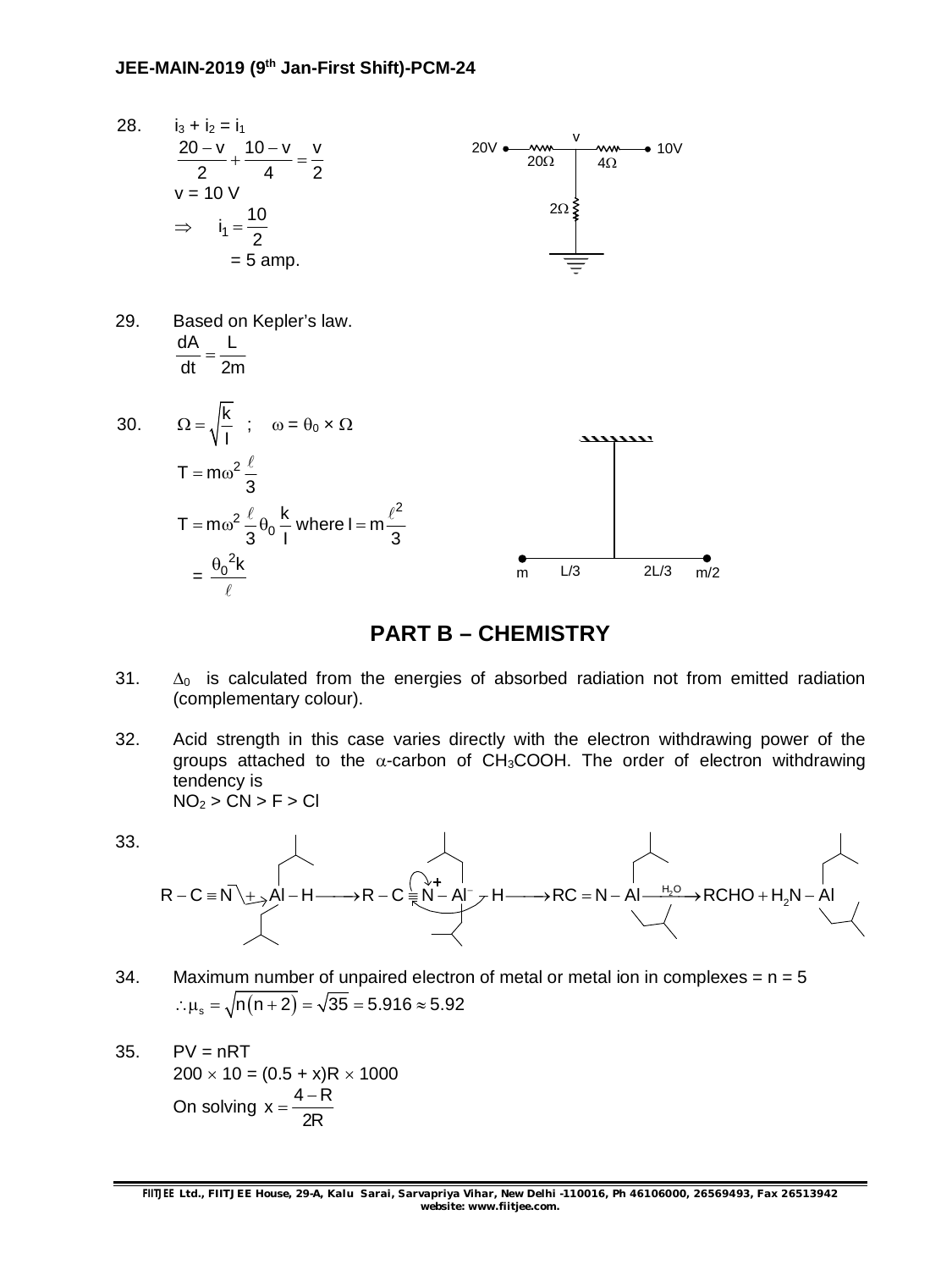28. $i_3 + i_2 = i_1$

$$\frac{20-v}{2} + \frac{10-v}{4} = \frac{v}{2}$$

v = 10 V

$$\Rightarrow \quad i_1 = \frac{10}{2}$$

= 5 amp.

29. Based on Kepler's law.

$$\frac{dA}{dt} = \frac{L}{2m}$$

30. $\Omega = \sqrt{\frac{k}{I}}$ ; $\omega = \theta_0 \times \Omega$

$$T = m\omega^2 \frac{\ell}{3}$$

$$T = m\omega^2 \frac{\ell}{3}\theta_0 \frac{k}{I} \text{ where } I = m\frac{\ell^2}{3}$$

$$= \frac{\theta_0{}^2 k}{\ell}$$

## PART B – CHEMISTRY

31. $\Delta_0$ is calculated from the energies of absorbed radiation not from emitted radiation (complementary colour).

32. Acid strength in this case varies directly with the electron withdrawing power of the groups attached to the $\alpha$-carbon of $CH_3COOH$. The order of electron withdrawing tendency is
$NO_2 > CN > F > Cl$

33.

$$R-C\equiv N + Al-H \longrightarrow R-C\equiv \overset{+}{N}-\overset{-}{Al}-H \longrightarrow RC=N-Al \xrightarrow{H_2O} RCHO + H_2N-Al$$

34. Maximum number of unpaired electron of metal or metal ion in complexes = n = 5

$$\therefore \mu_s = \sqrt{n(n+2)} = \sqrt{35} = 5.916 \approx 5.92$$

35. PV = nRT

$200 \times 10 = (0.5 + x)R \times 1000$

On solving $x = \frac{4-R}{2R}$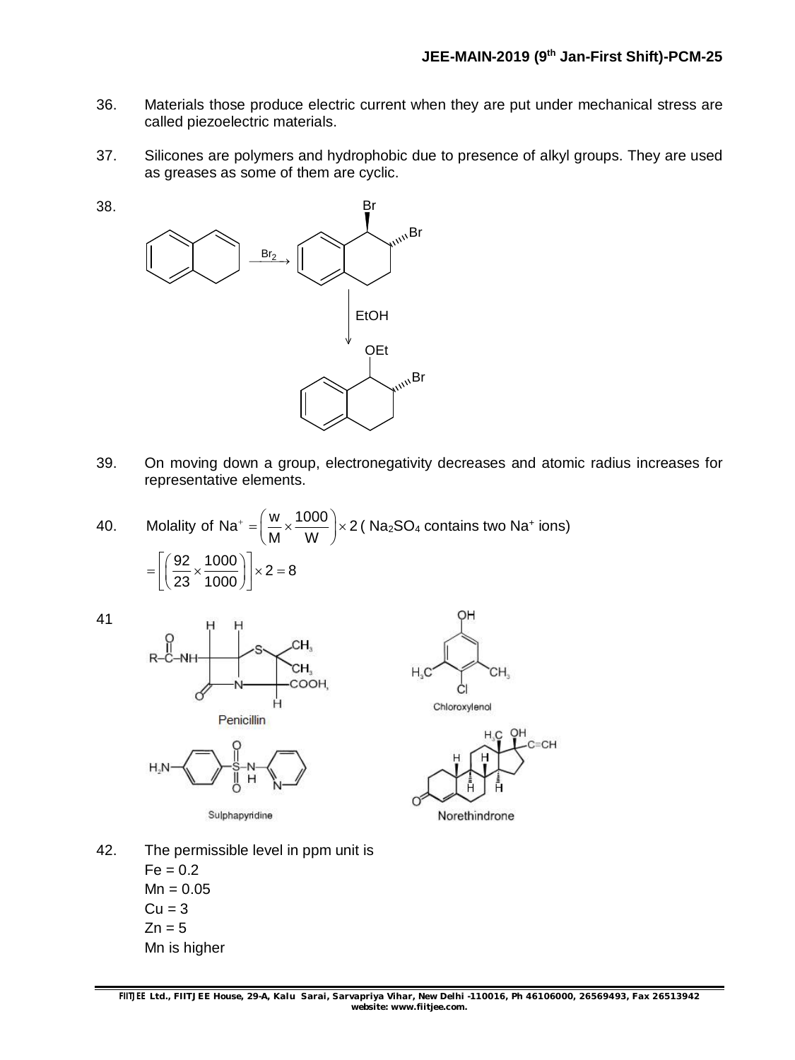36. Materials those produce electric current when they are put under mechanical stress are called piezoelectric materials.

37. Silicones are polymers and hydrophobic due to presence of alkyl groups. They are used as greases as some of them are cyclic.

38. 

Br$_2$, EtOH

39. On moving down a group, electronegativity decreases and atomic radius increases for representative elements.

40. Molality of $Na^{+} = \left(\dfrac{w}{M} \times \dfrac{1000}{W}\right) \times 2$ ( $Na_2SO_4$ contains two $Na^{+}$ ions)

$$= \left[\left(\frac{92}{23} \times \frac{1000}{1000}\right)\right] \times 2 = 8$$

41 

Penicillin

Chloroxylenol

Sulphapyridine

Norethindrone

42. The permissible level in ppm unit is
Fe = 0.2
Mn = 0.05
Cu = 3
Zn = 5
Mn is higher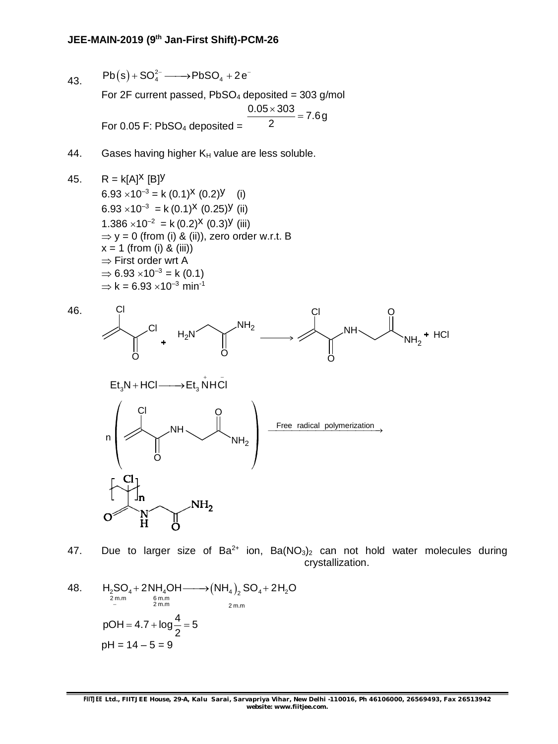43. $Pb(s) + SO_4^{2-} \longrightarrow PbSO_4 + 2e^-$

For 2F current passed, $PbSO_4$ deposited = 303 g/mol

For 0.05 F: $PbSO_4$ deposited = $\dfrac{0.05 \times 303}{2} = 7.6\,g$

44. Gases having higher $K_H$ value are less soluble.

45. $R = k[A]^x [B]^y$

$6.93 \times 10^{-3} = k\,(0.1)^x\,(0.2)^y$ (i)

$6.93 \times 10^{-3} = k\,(0.1)^x\,(0.25)^y$ (ii)

$1.386 \times 10^{-2} = k\,(0.2)^x\,(0.3)^y$ (iii)

$\Rightarrow$ y = 0 (from (i) & (ii)), zero order w.r.t. B

x = 1 (from (i) & (iii))

$\Rightarrow$ First order wrt A

$\Rightarrow 6.93 \times 10^{-3} = k\,(0.1)$

$\Rightarrow k = 6.93 \times 10^{-3}\ min^{-1}$

46. $CH_2{=}C(Cl)COCl + H_2NCH_2CONH_2 \longrightarrow CH_2{=}C(Cl)CONHCH_2CONH_2 + HCl$

$Et_3N + HCl \longrightarrow Et_3\overset{+}{N}H\overset{-}{Cl}$

$n\,CH_2{=}C(Cl)CONHCH_2CONH_2 \xrightarrow{\text{Free radical polymerization}} [\,CH_2{-}C(Cl)(CONHCH_2CONH_2)\,]_n$

47. Due to larger size of $Ba^{2+}$ ion, $Ba(NO_3)_2$ can not hold water molecules during crystallization.

48. $\underset{\substack{2\,m.m \\ -}}{H_2SO_4} + \underset{\substack{6\,m.m \\ 2\,m.m}}{2NH_4OH} \longrightarrow \underset{2\,m.m}{(NH_4)_2SO_4} + 2H_2O$

$pOH = 4.7 + \log\dfrac{4}{2} = 5$

pH = 14 – 5 = 9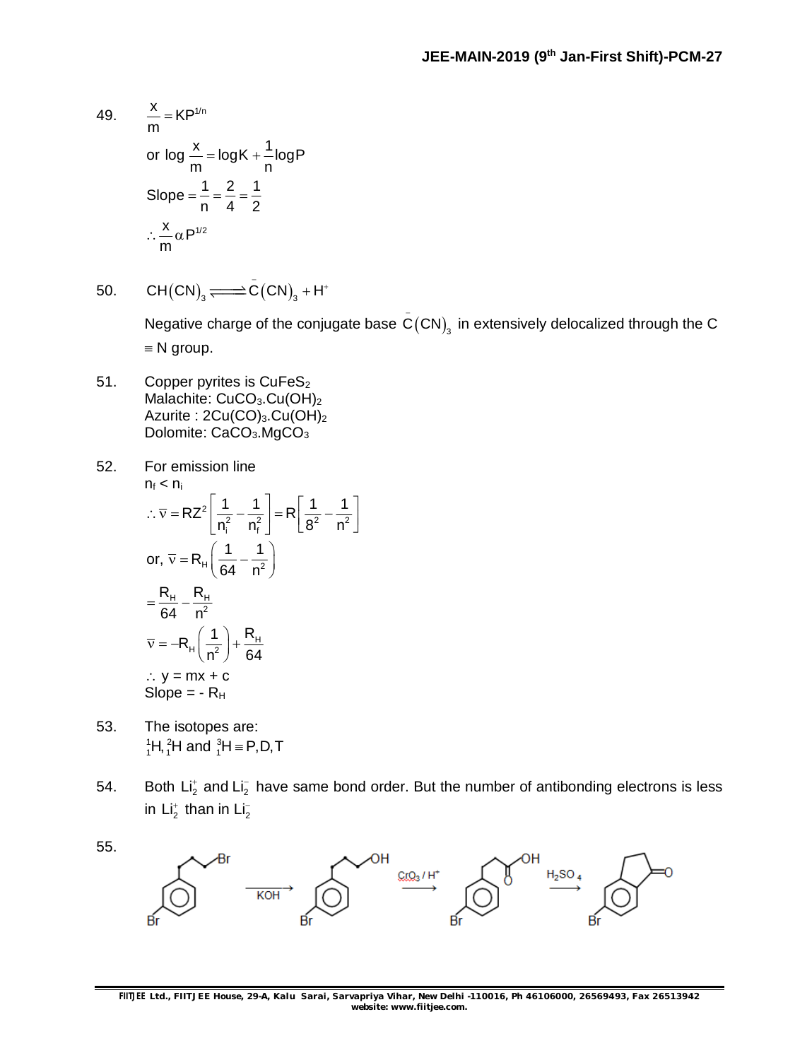49. $\frac{x}{m} = KP^{1/n}$

or $\log \frac{x}{m} = \log K + \frac{1}{n}\log P$

$\text{Slope} = \frac{1}{n} = \frac{2}{4} = \frac{1}{2}$

$\therefore \frac{x}{m} \alpha P^{1/2}$

50. $CH(CN)_3 \rightleftharpoons \bar{C}(CN)_3 + H^+$

Negative charge of the conjugate base $\bar{C}(CN)_3$ in extensively delocalized through the C $\equiv$ N group.

51. Copper pyrites is $CuFeS_2$
Malachite: $CuCO_3.Cu(OH)_2$
Azurite : $2Cu(CO)_3.Cu(OH)_2$
Dolomite: $CaCO_3.MgCO_3$

52. For emission line
$n_f < n_i$

$\therefore \bar{v} = RZ^2\left[\frac{1}{n_i^2} - \frac{1}{n_f^2}\right] = R\left[\frac{1}{8^2} - \frac{1}{n^2}\right]$

or, $\bar{v} = R_H\left(\frac{1}{64} - \frac{1}{n^2}\right)$

$= \frac{R_H}{64} - \frac{R_H}{n^2}$

$\bar{v} = -R_H\left(\frac{1}{n^2}\right) + \frac{R_H}{64}$

$\therefore$ y = mx + c
Slope = - $R_H$

53. The isotopes are:
${}_1^1H, {}_1^2H$ and ${}_1^3H \equiv P, D, T$

54. Both $Li_2^+$ and $Li_2^-$ have same bond order. But the number of antibonding electrons is less in $Li_2^+$ than in $Li_2^-$

55. (3-Bromophenyl)ethyl bromide $\xrightarrow{KOH}$ 2-(3-bromophenyl)ethanol $\xrightarrow{CrO_3 / H^+}$ (3-bromophenyl)acetic acid $\xrightarrow{H_2SO_4}$ bromo-substituted cyclic ketone (Br on ring)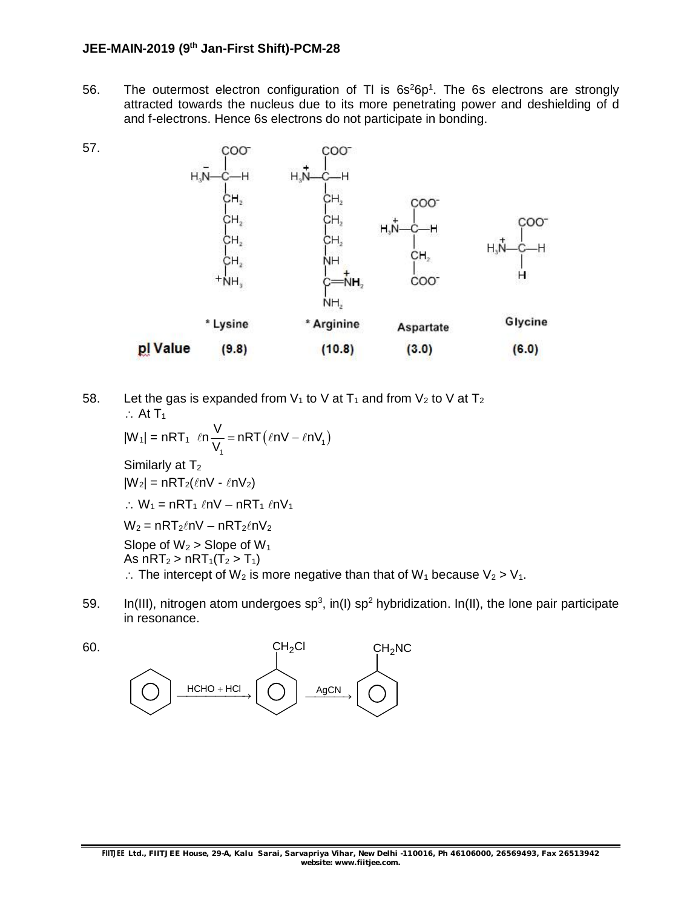56. The outermost electron configuration of Tl is $6s^2 6p^1$. The 6s electrons are strongly attracted towards the nucleus due to its more penetrating power and deshielding of d and f-electrons. Hence 6s electrons do not participate in bonding.

57.

| | * Lysine | * Arginine | Aspartate | Glycine |
|---|---|---|---|---|
| pI Value | (9.8) | (10.8) | (3.0) | (6.0) |

58. Let the gas is expanded from $V_1$ to V at $T_1$ and from $V_2$ to V at $T_2$

$\therefore$ At $T_1$

$$|W_1| = nRT_1 \ \ell n \frac{V}{V_1} = nRT\left(\ell nV - \ell nV_1\right)$$

Similarly at $T_2$

$|W_2| = nRT_2(\ell nV - \ell nV_2)$

$\therefore W_1 = nRT_1 \ \ell nV - nRT_1 \ \ell nV_1$

$W_2 = nRT_2\ell nV - nRT_2\ell nV_2$

Slope of $W_2$ > Slope of $W_1$

As $nRT_2 > nRT_1 (T_2 > T_1)$

$\therefore$ The intercept of $W_2$ is more negative than that of $W_1$ because $V_2 > V_1$.

59. In(III), nitrogen atom undergoes $sp^3$, in(I) $sp^2$ hybridization. In(II), the lone pair participate in resonance.

60. Benzene $\xrightarrow{HCHO + HCl}$ $C_6H_5CH_2Cl$ $\xrightarrow{AgCN}$ $C_6H_5CH_2NC$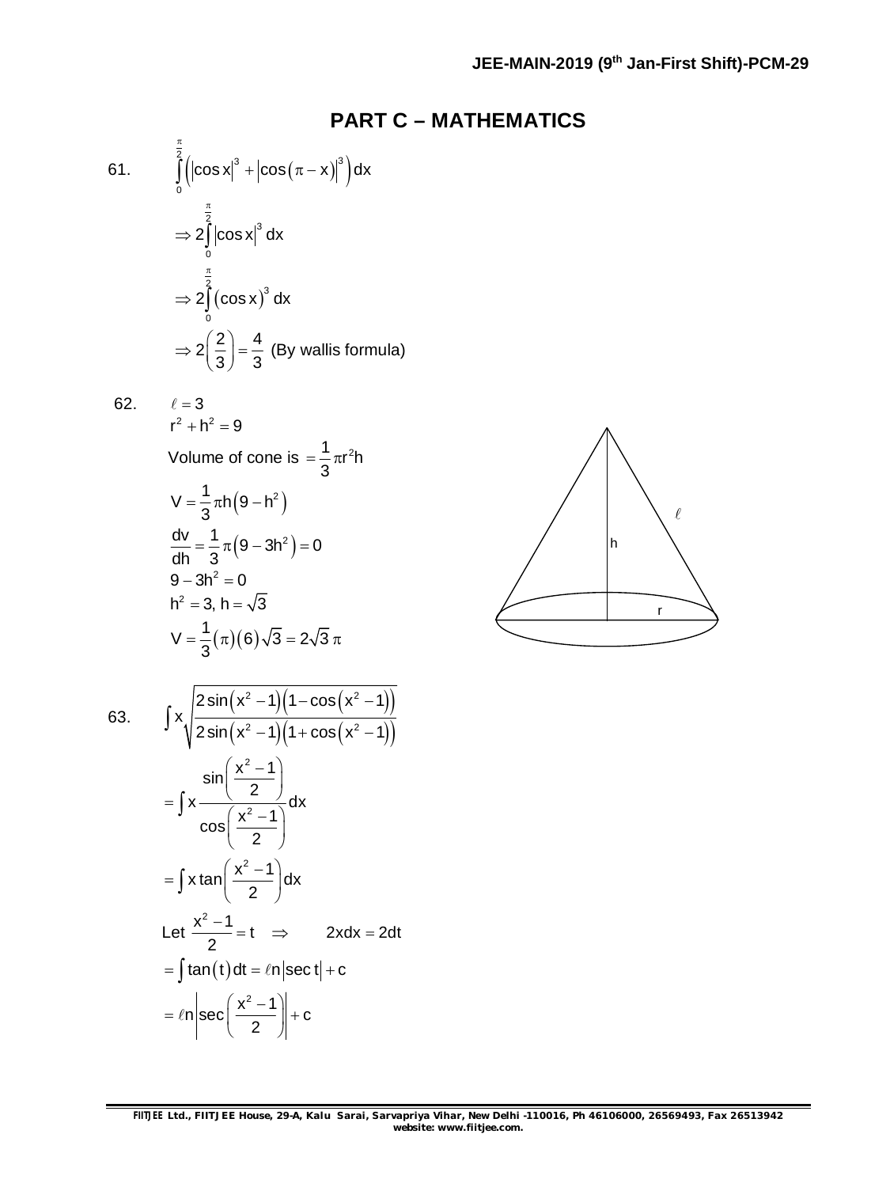## PART C – MATHEMATICS

61. $$\int_0^{\frac{\pi}{2}} \left( \left|\cos x\right|^3 + \left|\cos(\pi - x)\right|^3 \right) dx$$

$$\Rightarrow 2\int_0^{\frac{\pi}{2}} \left|\cos x\right|^3 dx$$

$$\Rightarrow 2\int_0^{\frac{\pi}{2}} (\cos x)^3 dx$$

$$\Rightarrow 2\left(\frac{2}{3}\right) = \frac{4}{3} \text{ (By wallis formula)}$$

62. $\ell = 3$

$r^2 + h^2 = 9$

Volume of cone is $= \frac{1}{3}\pi r^2 h$

$$V = \frac{1}{3}\pi h\left(9 - h^2\right)$$

$$\frac{dv}{dh} = \frac{1}{3}\pi\left(9 - 3h^2\right) = 0$$

$$9 - 3h^2 = 0$$

$$h^2 = 3,\ h = \sqrt{3}$$

$$V = \frac{1}{3}(\pi)(6)\sqrt{3} = 2\sqrt{3}\,\pi$$

63. $$\int x\sqrt{\frac{2\sin\left(x^2-1\right)\left(1-\cos\left(x^2-1\right)\right)}{2\sin\left(x^2-1\right)\left(1+\cos\left(x^2-1\right)\right)}}$$

$$= \int x \frac{\sin\left(\frac{x^2-1}{2}\right)}{\cos\left(\frac{x^2-1}{2}\right)} dx$$

$$= \int x \tan\left(\frac{x^2-1}{2}\right) dx$$

Let $\frac{x^2-1}{2} = t \quad \Rightarrow \qquad 2xdx = 2dt$

$$= \int \tan(t)\,dt = \ell n\left|\sec t\right| + c$$

$$= \ell n\left|\sec\left(\frac{x^2-1}{2}\right)\right| + c$$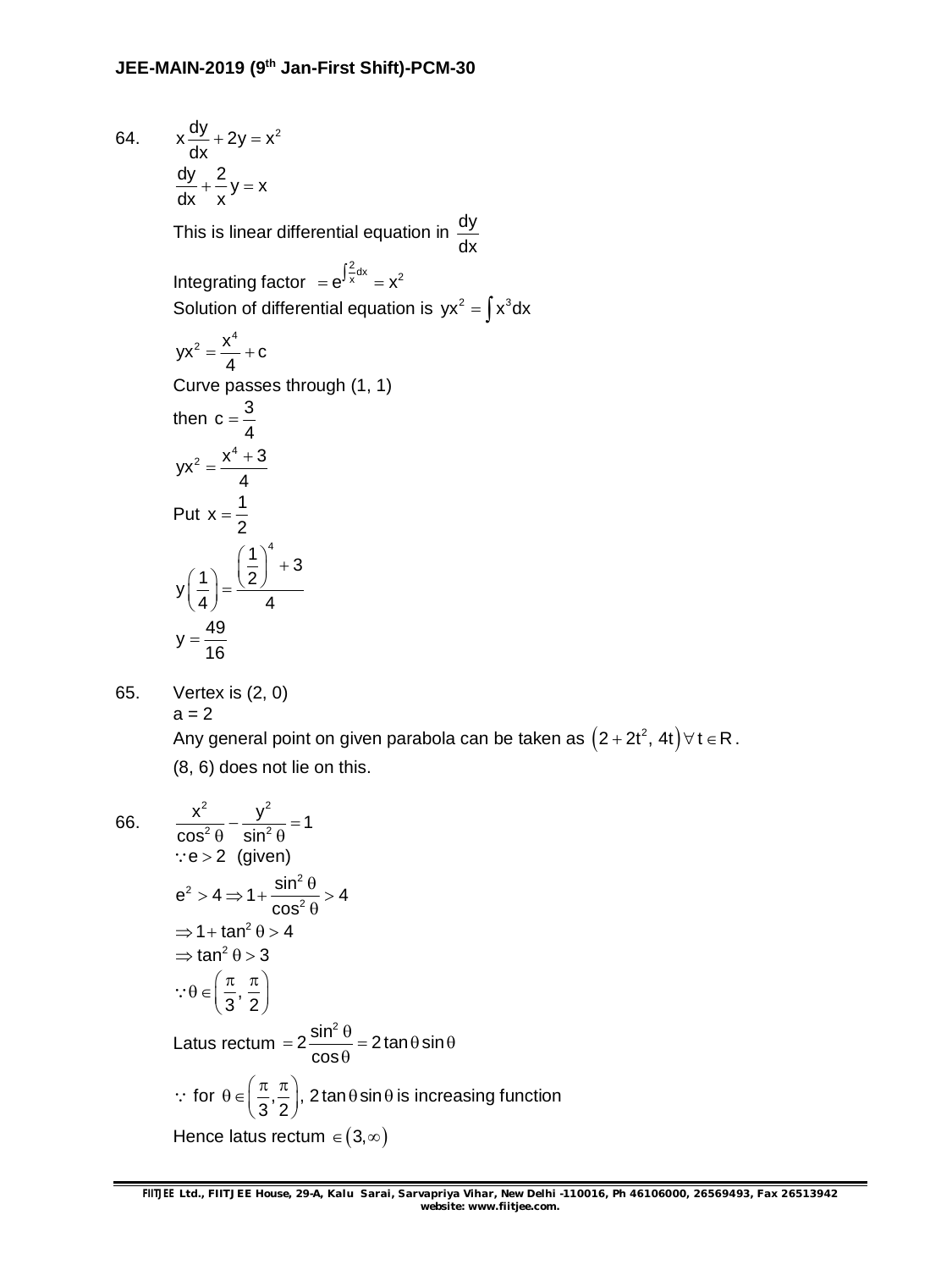64. $$x\frac{dy}{dx} + 2y = x^2$$

$$\frac{dy}{dx} + \frac{2}{x}y = x$$

This is linear differential equation in $\frac{dy}{dx}$

Integrating factor $= e^{\int \frac{2}{x}dx} = x^2$

Solution of differential equation is $yx^2 = \int x^3 dx$

$$yx^2 = \frac{x^4}{4} + c$$

Curve passes through (1, 1)

then $c = \frac{3}{4}$

$$yx^2 = \frac{x^4 + 3}{4}$$

Put $x = \frac{1}{2}$

$$y\left(\frac{1}{4}\right) = \frac{\left(\frac{1}{2}\right)^4 + 3}{4}$$

$$y = \frac{49}{16}$$

65. Vertex is (2, 0)

$a = 2$

Any general point on given parabola can be taken as $\left(2 + 2t^2,\, 4t\right) \forall\, t \in R$.

(8, 6) does not lie on this.

66. $$\frac{x^2}{\cos^2\theta} - \frac{y^2}{\sin^2\theta} = 1$$

$\because e > 2$ (given)

$$e^2 > 4 \Rightarrow 1 + \frac{\sin^2\theta}{\cos^2\theta} > 4$$

$$\Rightarrow 1 + \tan^2\theta > 4$$

$$\Rightarrow \tan^2\theta > 3$$

$$\because \theta \in \left(\frac{\pi}{3}, \frac{\pi}{2}\right)$$

Latus rectum $= 2\frac{\sin^2\theta}{\cos\theta} = 2\tan\theta\sin\theta$

$\because$ for $\theta \in \left(\frac{\pi}{3}, \frac{\pi}{2}\right)$, $2\tan\theta\sin\theta$ is increasing function

Hence latus rectum $\in (3, \infty)$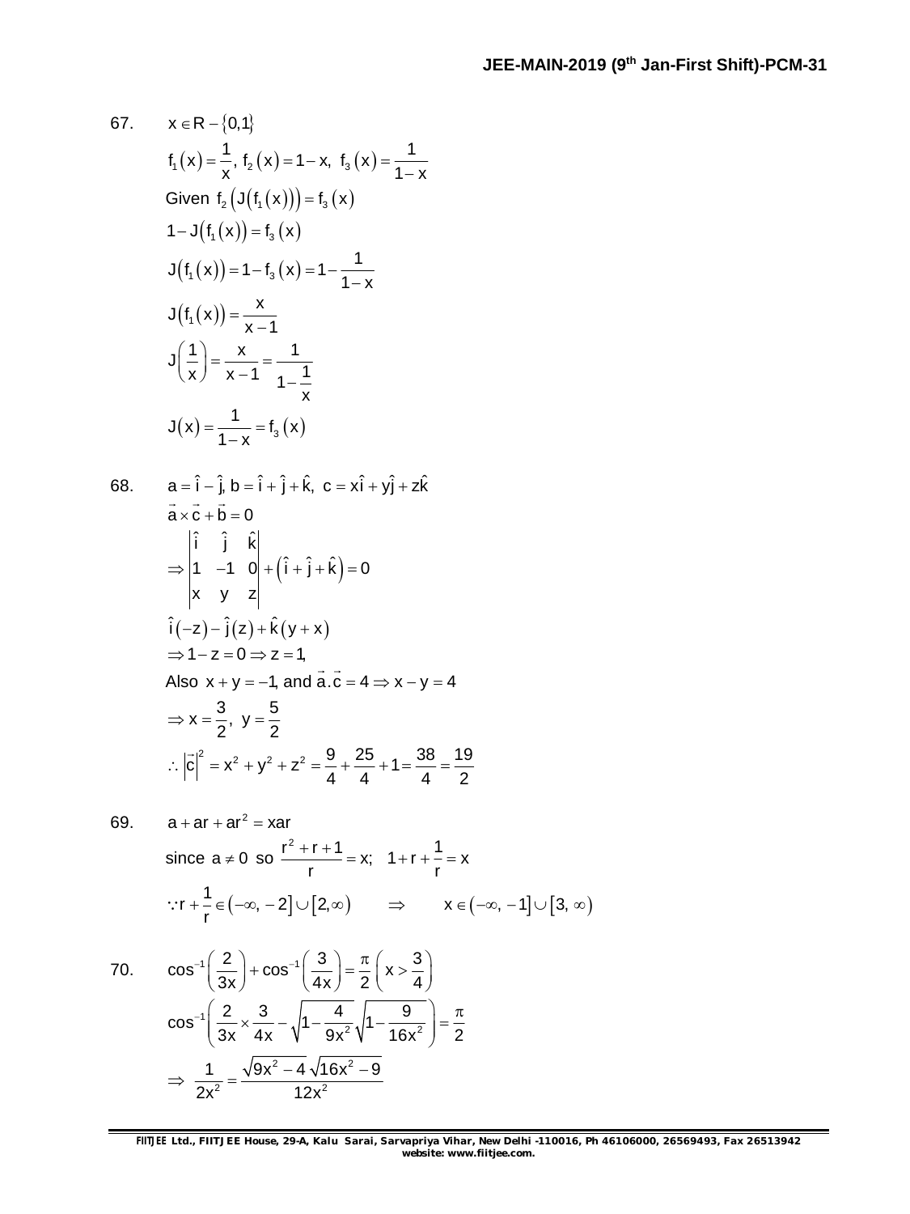67. $x \in R - \{0,1\}$

$f_1(x) = \frac{1}{x},\ f_2(x) = 1 - x,\ f_3(x) = \frac{1}{1-x}$

Given $f_2\left(J\left(f_1(x)\right)\right) = f_3(x)$

$1 - J\left(f_1(x)\right) = f_3(x)$

$J\left(f_1(x)\right) = 1 - f_3(x) = 1 - \frac{1}{1-x}$

$J\left(f_1(x)\right) = \frac{x}{x-1}$

$J\left(\frac{1}{x}\right) = \frac{x}{x-1} = \frac{1}{1-\frac{1}{x}}$

$J(x) = \frac{1}{1-x} = f_3(x)$

68. $a = \hat{i} - \hat{j},\ b = \hat{i} + \hat{j} + \hat{k},\ c = x\hat{i} + y\hat{j} + z\hat{k}$

$\vec{a} \times \vec{c} + \vec{b} = 0$

$\Rightarrow \begin{vmatrix} \hat{i} & \hat{j} & \hat{k} \\ 1 & -1 & 0 \\ x & y & z \end{vmatrix} + \left(\hat{i} + \hat{j} + \hat{k}\right) = 0$

$\hat{i}(-z) - \hat{j}(z) + \hat{k}(y + x)$

$\Rightarrow 1 - z = 0 \Rightarrow z = 1,$

Also $x + y = -1$, and $\vec{a}.\vec{c} = 4 \Rightarrow x - y = 4$

$\Rightarrow x = \frac{3}{2},\ y = \frac{5}{2}$

$\therefore \left|\vec{c}\right|^2 = x^2 + y^2 + z^2 = \frac{9}{4} + \frac{25}{4} + 1 = \frac{38}{4} = \frac{19}{2}$

69. $a + ar + ar^2 = xar$

since $a \neq 0$ so $\frac{r^2 + r + 1}{r} = x;\quad 1 + r + \frac{1}{r} = x$

$\because r + \frac{1}{r} \in (-\infty, -2] \cup [2, \infty) \qquad \Rightarrow \qquad x \in (-\infty, -1] \cup [3, \infty)$

70. $\cos^{-1}\left(\frac{2}{3x}\right) + \cos^{-1}\left(\frac{3}{4x}\right) = \frac{\pi}{2}\ \left(x > \frac{3}{4}\right)$

$\cos^{-1}\left(\frac{2}{3x} \times \frac{3}{4x} - \sqrt{1 - \frac{4}{9x^2}}\sqrt{1 - \frac{9}{16x^2}}\right) = \frac{\pi}{2}$

$\Rightarrow \frac{1}{2x^2} = \frac{\sqrt{9x^2 - 4}\sqrt{16x^2 - 9}}{12x^2}$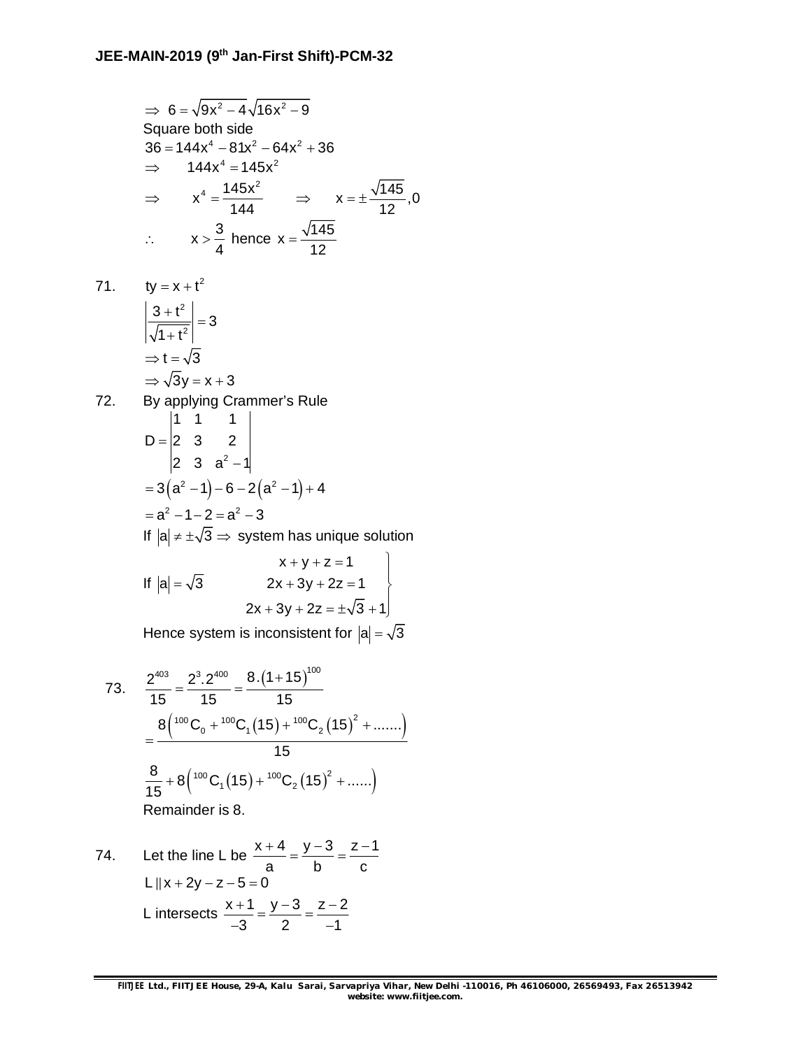$\Rightarrow\ 6 = \sqrt{9x^2 - 4}\sqrt{16x^2 - 9}$

Square both side

$36 = 144x^4 - 81x^2 - 64x^2 + 36$

$\Rightarrow \quad 144x^4 = 145x^2$

$\Rightarrow \quad x^4 = \dfrac{145x^2}{144} \quad \Rightarrow \quad x = \pm\dfrac{\sqrt{145}}{12}, 0$

$\therefore \quad x > \dfrac{3}{4}$ hence $x = \dfrac{\sqrt{145}}{12}$

71. $ty = x + t^2$

$\left|\dfrac{3 + t^2}{\sqrt{1 + t^2}}\right| = 3$

$\Rightarrow t = \sqrt{3}$

$\Rightarrow \sqrt{3}y = x + 3$

72. By applying Crammer's Rule

$$D = \begin{vmatrix} 1 & 1 & 1 \\ 2 & 3 & 2 \\ 2 & 3 & a^2 - 1 \end{vmatrix}$$

$= 3\left(a^2 - 1\right) - 6 - 2\left(a^2 - 1\right) + 4$

$= a^2 - 1 - 2 = a^2 - 3$

If $|a| \neq \pm\sqrt{3} \Rightarrow$ system has unique solution

If $|a| = \sqrt{3}$ $\quad \left.\begin{array}{r} x + y + z = 1 \\ 2x + 3y + 2z = 1 \\ 2x + 3y + 2z = \pm\sqrt{3} + 1 \end{array}\right\}$

Hence system is inconsistent for $|a| = \sqrt{3}$

73. $\dfrac{2^{403}}{15} = \dfrac{2^3.2^{400}}{15} = \dfrac{8.(1+15)^{100}}{15}$

$= \dfrac{8\left({}^{100}C_0 + {}^{100}C_1(15) + {}^{100}C_2(15)^2 + .......\right)}{15}$

$\dfrac{8}{15} + 8\left({}^{100}C_1(15) + {}^{100}C_2(15)^2 + ......\right)$

Remainder is 8.

74. Let the line L be $\dfrac{x+4}{a} = \dfrac{y-3}{b} = \dfrac{z-1}{c}$

$L \parallel x + 2y - z - 5 = 0$

L intersects $\dfrac{x+1}{-3} = \dfrac{y-3}{2} = \dfrac{z-2}{-1}$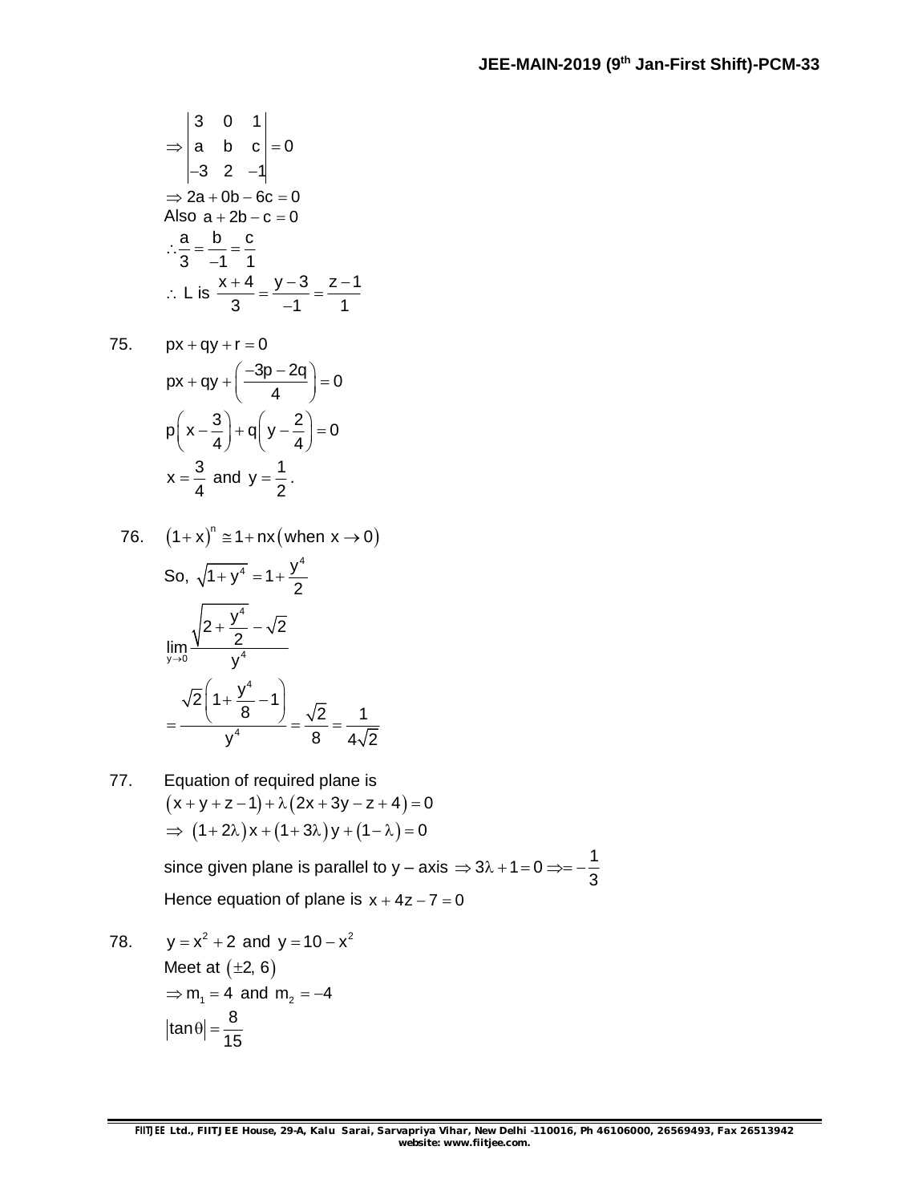$$\Rightarrow \begin{vmatrix} 3 & 0 & 1 \\ a & b & c \\ -3 & 2 & -1 \end{vmatrix} = 0$$

$\Rightarrow 2a + 0b - 6c = 0$

Also $a + 2b - c = 0$

$\therefore \dfrac{a}{3} = \dfrac{b}{-1} = \dfrac{c}{1}$

$\therefore$ L is $\dfrac{x+4}{3} = \dfrac{y-3}{-1} = \dfrac{z-1}{1}$

75. $px + qy + r = 0$

$px + qy + \left(\dfrac{-3p-2q}{4}\right) = 0$

$p\left(x - \dfrac{3}{4}\right) + q\left(y - \dfrac{2}{4}\right) = 0$

$x = \dfrac{3}{4}$ and $y = \dfrac{1}{2}$.

76. $(1+x)^n \cong 1 + nx$ (when $x \to 0$)

So, $\sqrt{1+y^4} = 1 + \dfrac{y^4}{2}$

$$\lim_{y \to 0} \frac{\sqrt{2 + \dfrac{y^4}{2}} - \sqrt{2}}{y^4}$$

$$= \frac{\sqrt{2}\left(1 + \dfrac{y^4}{8} - 1\right)}{y^4} = \frac{\sqrt{2}}{8} = \frac{1}{4\sqrt{2}}$$

77. Equation of required plane is

$(x + y + z - 1) + \lambda(2x + 3y - z + 4) = 0$

$\Rightarrow (1 + 2\lambda)x + (1 + 3\lambda)y + (1 - \lambda) = 0$

since given plane is parallel to y – axis $\Rightarrow 3\lambda + 1 = 0 \Rightarrow = -\dfrac{1}{3}$

Hence equation of plane is $x + 4z - 7 = 0$

78. $y = x^2 + 2$ and $y = 10 - x^2$

Meet at $(\pm 2, 6)$

$\Rightarrow m_1 = 4$ and $m_2 = -4$

$|\tan\theta| = \dfrac{8}{15}$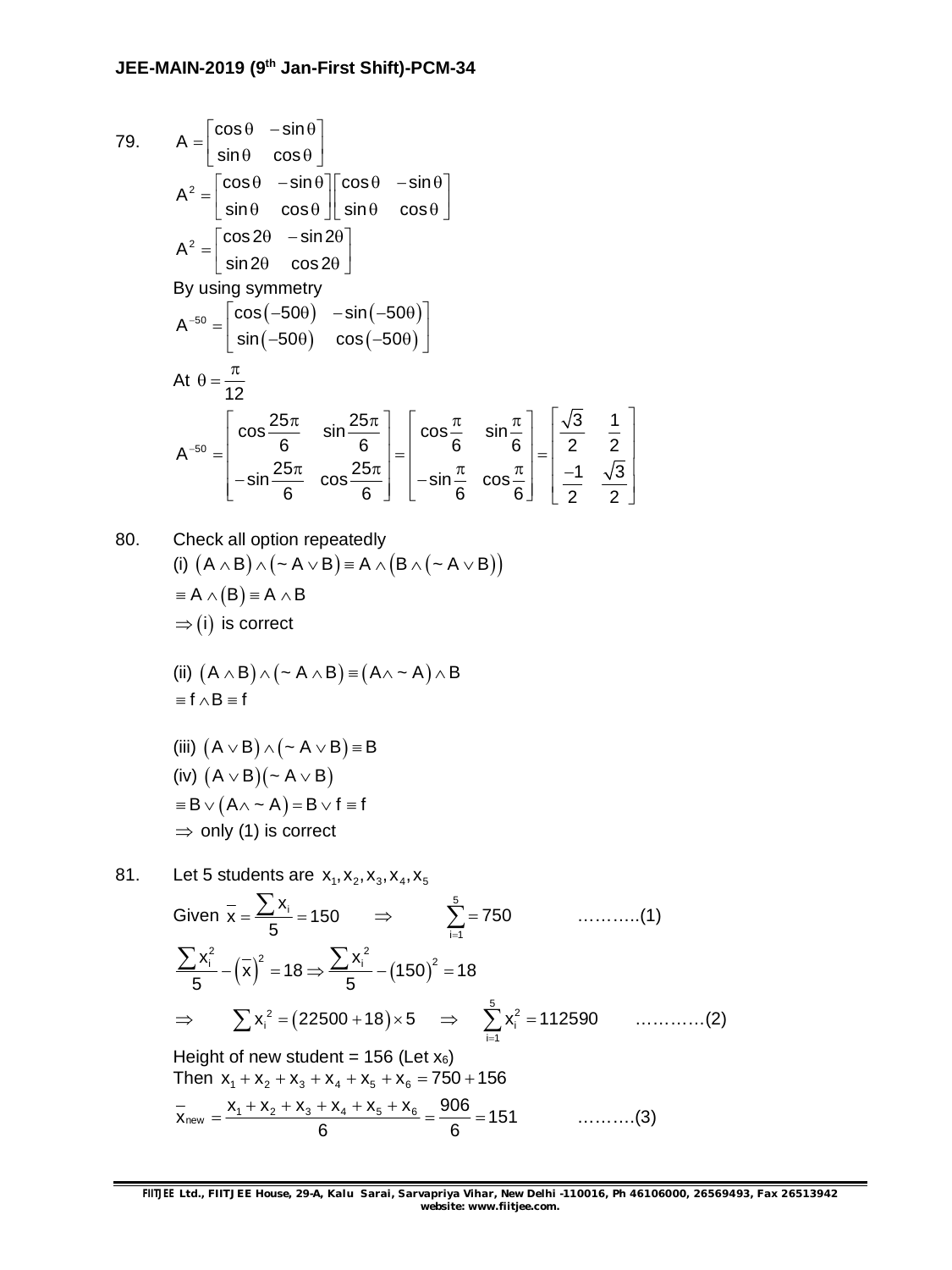79. $A = \begin{bmatrix} \cos\theta & -\sin\theta \\ \sin\theta & \cos\theta \end{bmatrix}$

$A^2 = \begin{bmatrix} \cos\theta & -\sin\theta \\ \sin\theta & \cos\theta \end{bmatrix}\begin{bmatrix} \cos\theta & -\sin\theta \\ \sin\theta & \cos\theta \end{bmatrix}$

$A^2 = \begin{bmatrix} \cos 2\theta & -\sin 2\theta \\ \sin 2\theta & \cos 2\theta \end{bmatrix}$

By using symmetry

$A^{-50} = \begin{bmatrix} \cos(-50\theta) & -\sin(-50\theta) \\ \sin(-50\theta) & \cos(-50\theta) \end{bmatrix}$

At $\theta = \dfrac{\pi}{12}$

$$A^{-50} = \begin{bmatrix} \cos\dfrac{25\pi}{6} & \sin\dfrac{25\pi}{6} \\ -\sin\dfrac{25\pi}{6} & \cos\dfrac{25\pi}{6} \end{bmatrix} = \begin{bmatrix} \cos\dfrac{\pi}{6} & \sin\dfrac{\pi}{6} \\ -\sin\dfrac{\pi}{6} & \cos\dfrac{\pi}{6} \end{bmatrix} = \begin{bmatrix} \dfrac{\sqrt{3}}{2} & \dfrac{1}{2} \\ \dfrac{-1}{2} & \dfrac{\sqrt{3}}{2} \end{bmatrix}$$

80. Check all option repeatedly

(i) $(A \wedge B) \wedge (\sim A \vee B) \equiv A \wedge (B \wedge (\sim A \vee B))$

$\equiv A \wedge (B) \equiv A \wedge B$

$\Rightarrow (i)$ is correct

(ii) $(A \wedge B) \wedge (\sim A \wedge B) \equiv (A \wedge \sim A) \wedge B$

$\equiv f \wedge B \equiv f$

(iii) $(A \vee B) \wedge (\sim A \vee B) \equiv B$

(iv) $(A \vee B)(\sim A \vee B)$

$\equiv B \vee (A \wedge \sim A) = B \vee f \equiv f$

$\Rightarrow$ only (1) is correct

81. Let 5 students are $x_1, x_2, x_3, x_4, x_5$

Given $\bar{x} = \dfrac{\sum x_i}{5} = 150 \quad \Rightarrow \quad \sum_{i=1}^{5} = 750$ ………..(1)

$\dfrac{\sum x_i^2}{5} - (\bar{x})^2 = 18 \Rightarrow \dfrac{\sum x_i^2}{5} - (150)^2 = 18$

$\Rightarrow \quad \sum x_i^2 = (22500 + 18) \times 5 \quad \Rightarrow \quad \sum_{i=1}^{5} x_i^2 = 112590$ …………(2)

Height of new student = 156 (Let $x_6$)

Then $x_1 + x_2 + x_3 + x_4 + x_5 + x_6 = 750 + 156$

$\bar{x}_{new} = \dfrac{x_1 + x_2 + x_3 + x_4 + x_5 + x_6}{6} = \dfrac{906}{6} = 151$ ……….(3)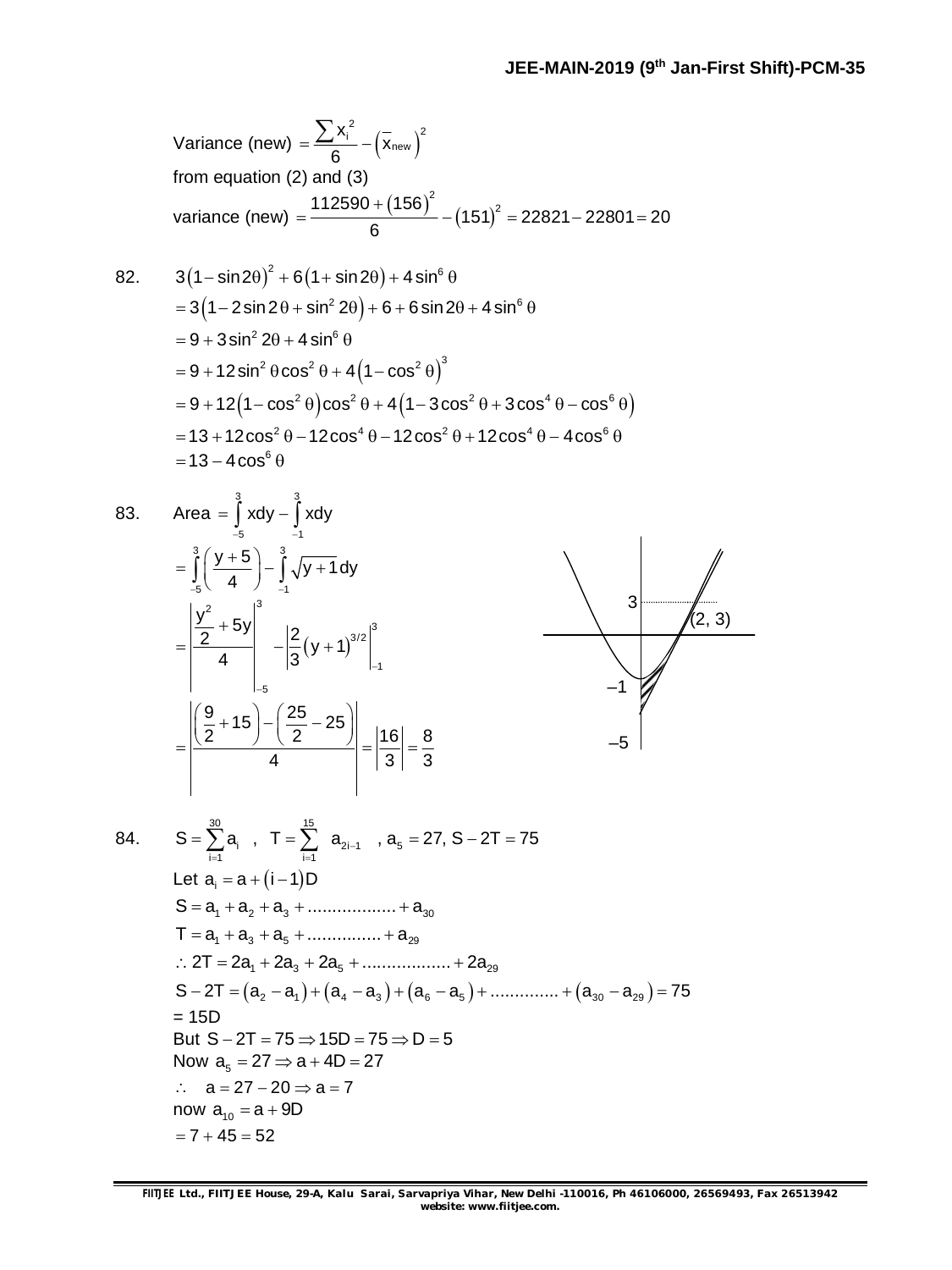$$\text{Variance (new)} = \frac{\sum x_i^2}{6} - \left(\bar{x}_{new}\right)^2$$

from equation (2) and (3)

$$\text{variance (new)} = \frac{112590 + (156)^2}{6} - (151)^2 = 22821 - 22801 = 20$$

82. $3(1-\sin 2\theta)^2 + 6(1+\sin 2\theta) + 4\sin^6\theta$

$= 3\left(1 - 2\sin 2\theta + \sin^2 2\theta\right) + 6 + 6\sin 2\theta + 4\sin^6\theta$

$= 9 + 3\sin^2 2\theta + 4\sin^6\theta$

$= 9 + 12\sin^2\theta\cos^2\theta + 4\left(1-\cos^2\theta\right)^3$

$= 9 + 12\left(1-\cos^2\theta\right)\cos^2\theta + 4\left(1 - 3\cos^2\theta + 3\cos^4\theta - \cos^6\theta\right)$

$= 13 + 12\cos^2\theta - 12\cos^4\theta - 12\cos^2\theta + 12\cos^4\theta - 4\cos^6\theta$

$= 13 - 4\cos^6\theta$

83. $\text{Area} = \int_{-5}^{3} x\,dy - \int_{-1}^{3} x\,dy$

$= \int_{-5}^{3}\left(\frac{y+5}{4}\right) - \int_{-1}^{3}\sqrt{y+1}\,dy$

$= \left|\frac{\frac{y^2}{2} + 5y}{4}\right|_{-5}^{3} - \left|\frac{2}{3}(y+1)^{3/2}\right|_{-1}^{3}$

$= \left|\frac{\left(\frac{9}{2}+15\right) - \left(\frac{25}{2} - 25\right)}{4}\right| = \left|\frac{16}{3}\right| = \frac{8}{3}$

84. $S = \sum_{i=1}^{30} a_i$ , $T = \sum_{i=1}^{15} a_{2i-1}$ , $a_5 = 27$, $S - 2T = 75$

Let $a_i = a + (i-1)D$

$S = a_1 + a_2 + a_3 + \ldots\ldots + a_{30}$

$T = a_1 + a_3 + a_5 + \ldots\ldots + a_{29}$

$\therefore 2T = 2a_1 + 2a_3 + 2a_5 + \ldots\ldots + 2a_{29}$

$S - 2T = (a_2 - a_1) + (a_4 - a_3) + (a_6 - a_5) + \ldots\ldots + (a_{30} - a_{29}) = 75$

$= 15D$

But $S - 2T = 75 \Rightarrow 15D = 75 \Rightarrow D = 5$

Now $a_5 = 27 \Rightarrow a + 4D = 27$

$\therefore \quad a = 27 - 20 \Rightarrow a = 7$

now $a_{10} = a + 9D$

$= 7 + 45 = 52$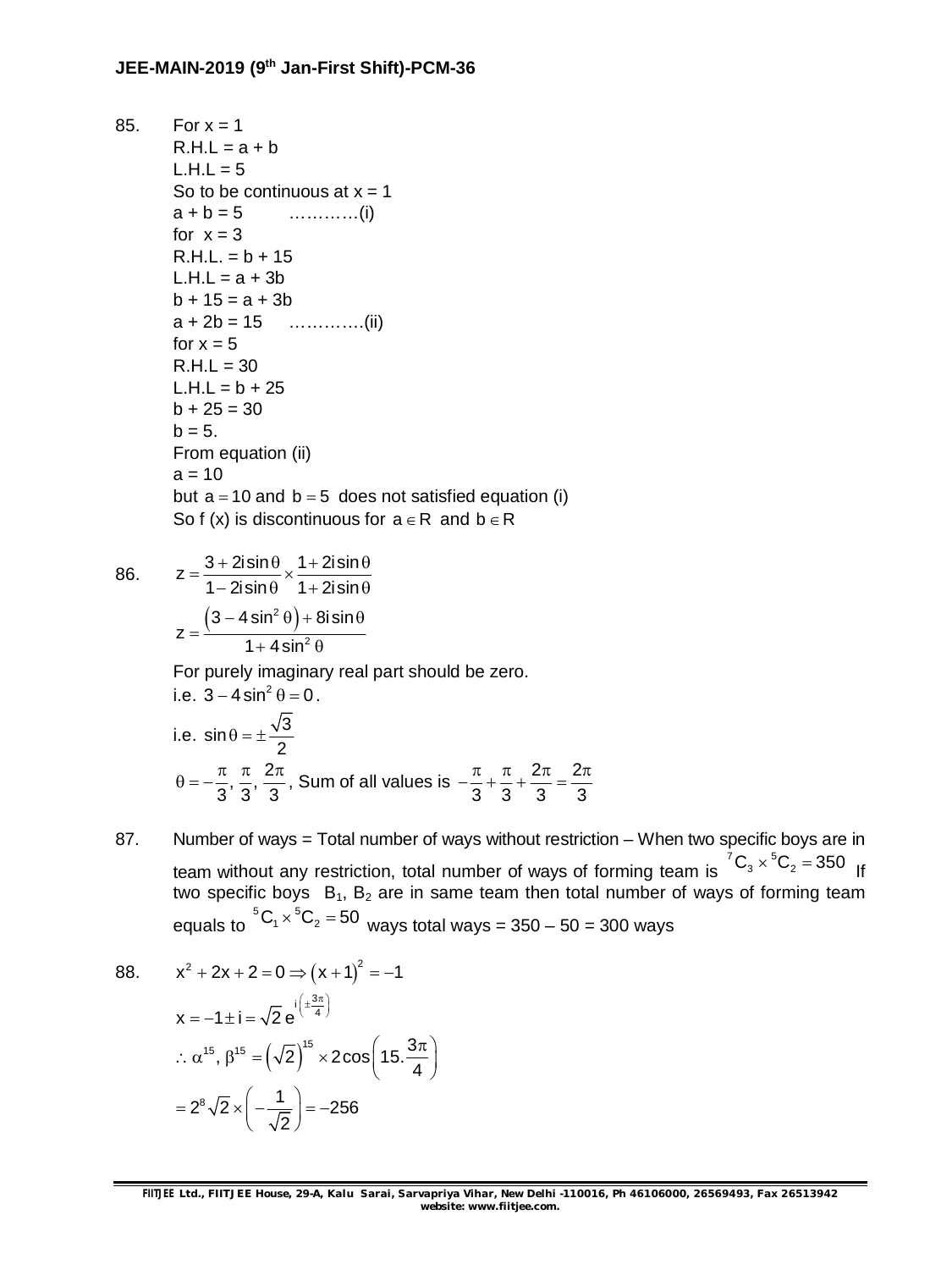85. For $x = 1$
R.H.L = $a + b$
L.H.L = 5
So to be continuous at $x = 1$
$a + b = 5$ …………(i)
for $x = 3$
R.H.L. = $b + 15$
L.H.L = $a + 3b$
$b + 15 = a + 3b$
$a + 2b = 15$ ………….(ii)
for $x = 5$
R.H.L = 30
L.H.L = $b + 25$
$b + 25 = 30$
$b = 5$.
From equation (ii)
$a = 10$
but $a = 10$ and $b = 5$ does not satisfied equation (i)
So f (x) is discontinuous for $a \in R$ and $b \in R$

86. $z = \dfrac{3 + 2i\sin\theta}{1 - 2i\sin\theta} \times \dfrac{1 + 2i\sin\theta}{1 + 2i\sin\theta}$

$z = \dfrac{\left(3 - 4\sin^2\theta\right) + 8i\sin\theta}{1 + 4\sin^2\theta}$

For purely imaginary real part should be zero.
i.e. $3 - 4\sin^2\theta = 0$.
i.e. $\sin\theta = \pm\dfrac{\sqrt{3}}{2}$

$\theta = -\dfrac{\pi}{3}, \dfrac{\pi}{3}, \dfrac{2\pi}{3}$, Sum of all values is $-\dfrac{\pi}{3} + \dfrac{\pi}{3} + \dfrac{2\pi}{3} = \dfrac{2\pi}{3}$

87. Number of ways = Total number of ways without restriction – When two specific boys are in team without any restriction, total number of ways of forming team is ${}^7C_3 \times {}^5C_2 = 350$ If two specific boys $B_1$, $B_2$ are in same team then total number of ways of forming team equals to ${}^5C_1 \times {}^5C_2 = 50$ ways total ways = 350 – 50 = 300 ways

88. $x^2 + 2x + 2 = 0 \Rightarrow (x + 1)^2 = -1$

$x = -1 \pm i = \sqrt{2}\, e^{i\left(\pm\frac{3\pi}{4}\right)}$

$\therefore \alpha^{15}, \beta^{15} = \left(\sqrt{2}\right)^{15} \times 2\cos\left(15.\dfrac{3\pi}{4}\right)$

$= 2^8\sqrt{2} \times \left(-\dfrac{1}{\sqrt{2}}\right) = -256$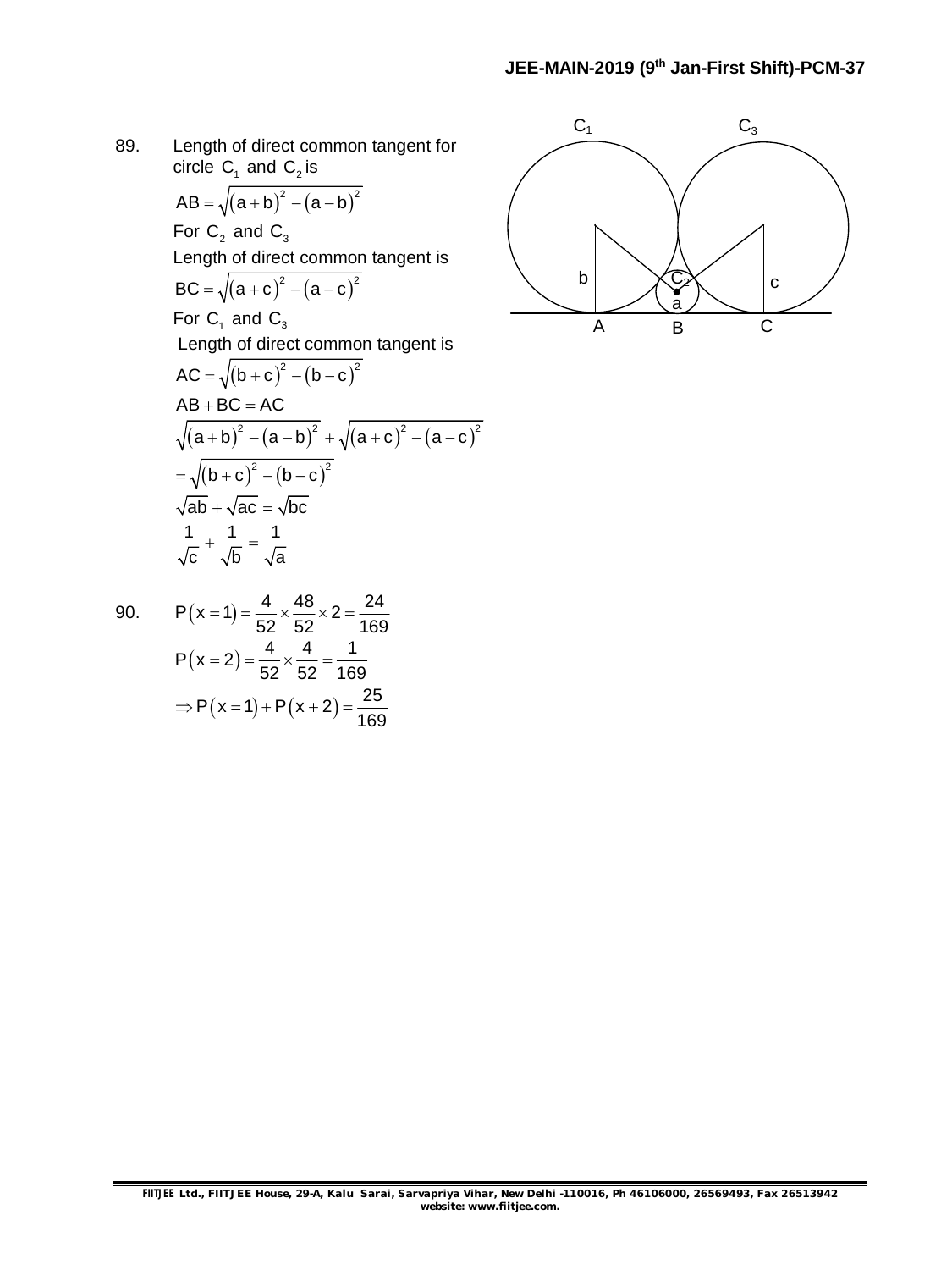89. Length of direct common tangent for circle $C_1$ and $C_2$ is

$$AB = \sqrt{(a+b)^2 - (a-b)^2}$$

For $C_2$ and $C_3$

Length of direct common tangent is

$$BC = \sqrt{(a+c)^2 - (a-c)^2}$$

For $C_1$ and $C_3$

Length of direct common tangent is

$$AC = \sqrt{(b+c)^2 - (b-c)^2}$$

$$AB + BC = AC$$

$$\sqrt{(a+b)^2 - (a-b)^2} + \sqrt{(a+c)^2 - (a-c)^2}$$

$$= \sqrt{(b+c)^2 - (b-c)^2}$$

$$\sqrt{ab} + \sqrt{ac} = \sqrt{bc}$$

$$\frac{1}{\sqrt{c}} + \frac{1}{\sqrt{b}} = \frac{1}{\sqrt{a}}$$

C1
C3
b
C2
a
c
A
B
C

90. $$P(x=1) = \frac{4}{52} \times \frac{48}{52} \times 2 = \frac{24}{169}$$

$$P(x=2) = \frac{4}{52} \times \frac{4}{52} = \frac{1}{169}$$

$$\Rightarrow P(x=1) + P(x+2) = \frac{25}{169}$$